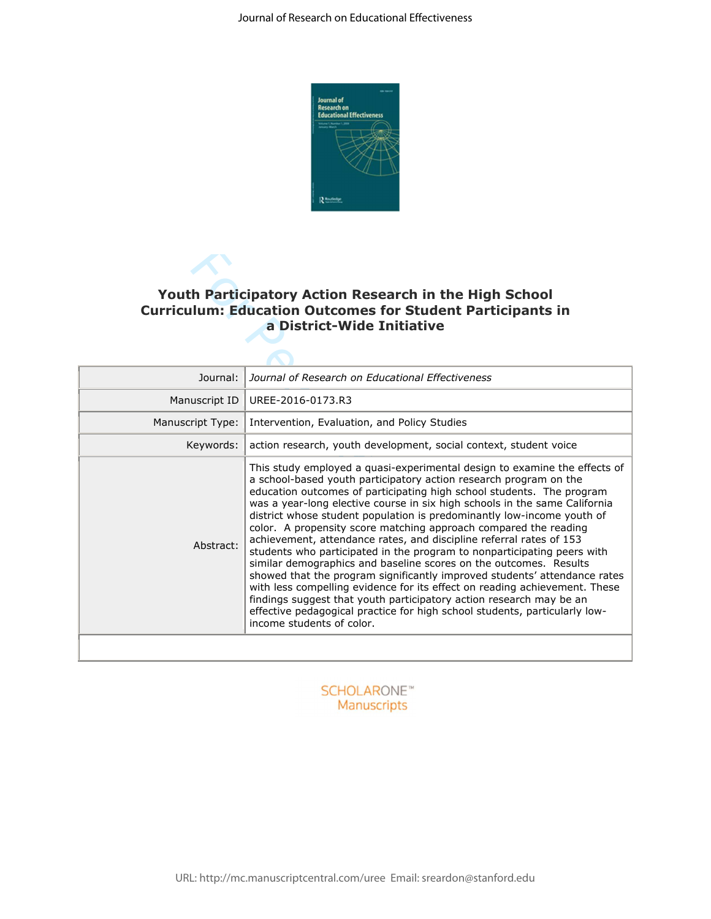# Youth Participatory Action Research in the High School Curriculum: Education Outcomes for Student Participants in a District-Wide Initiative

| | |
|---|---|
| Journal: | *Journal of Research on Educational Effectiveness* |
| Manuscript ID | UREE-2016-0173.R3 |
| Manuscript Type: | Intervention, Evaluation, and Policy Studies |
| Keywords: | action research, youth development, social context, student voice |
| Abstract: | This study employed a quasi-experimental design to examine the effects of a school-based youth participatory action research program on the education outcomes of participating high school students. The program was a year-long elective course in six high schools in the same California district whose student population is predominantly low-income youth of color. A propensity score matching approach compared the reading achievement, attendance rates, and discipline referral rates of 153 students who participated in the program to nonparticipating peers with similar demographics and baseline scores on the outcomes. Results showed that the program significantly improved students' attendance rates with less compelling evidence for its effect on reading achievement. These findings suggest that youth participatory action research may be an effective pedagogical practice for high school students, particularly low-income students of color. |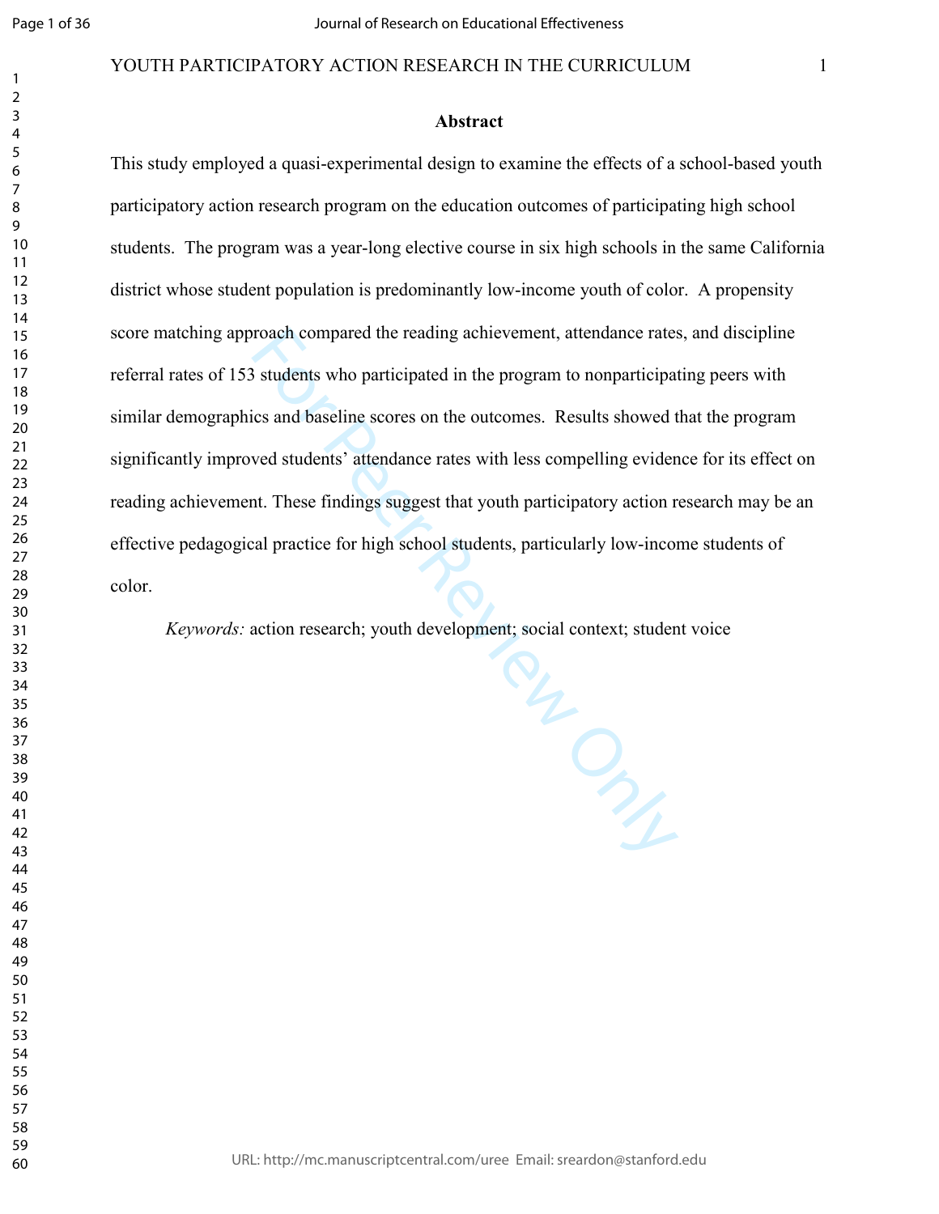## Abstract

This study employed a quasi-experimental design to examine the effects of a school-based youth participatory action research program on the education outcomes of participating high school students. The program was a year-long elective course in six high schools in the same California district whose student population is predominantly low-income youth of color. A propensity score matching approach compared the reading achievement, attendance rates, and discipline referral rates of 153 students who participated in the program to nonparticipating peers with similar demographics and baseline scores on the outcomes. Results showed that the program significantly improved students' attendance rates with less compelling evidence for its effect on reading achievement. These findings suggest that youth participatory action research may be an effective pedagogical practice for high school students, particularly low-income students of color.

*Keywords:* action research; youth development; social context; student voice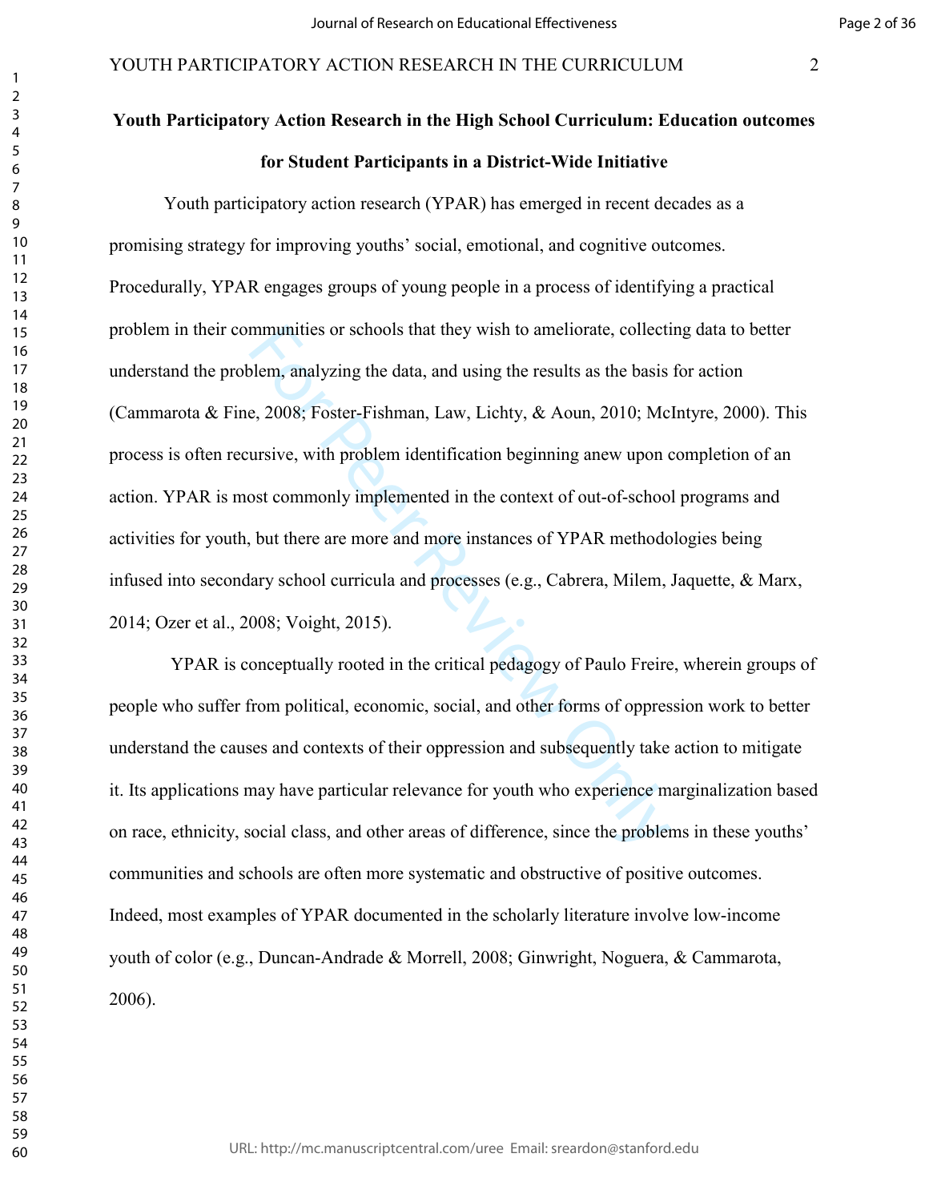**Youth Participatory Action Research in the High School Curriculum: Education outcomes for Student Participants in a District-Wide Initiative**

Youth participatory action research (YPAR) has emerged in recent decades as a promising strategy for improving youths' social, emotional, and cognitive outcomes. Procedurally, YPAR engages groups of young people in a process of identifying a practical problem in their communities or schools that they wish to ameliorate, collecting data to better understand the problem, analyzing the data, and using the results as the basis for action (Cammarota & Fine, 2008; Foster-Fishman, Law, Lichty, & Aoun, 2010; McIntyre, 2000). This process is often recursive, with problem identification beginning anew upon completion of an action. YPAR is most commonly implemented in the context of out-of-school programs and activities for youth, but there are more and more instances of YPAR methodologies being infused into secondary school curricula and processes (e.g., Cabrera, Milem, Jaquette, & Marx, 2014; Ozer et al., 2008; Voight, 2015).

YPAR is conceptually rooted in the critical pedagogy of Paulo Freire, wherein groups of people who suffer from political, economic, social, and other forms of oppression work to better understand the causes and contexts of their oppression and subsequently take action to mitigate it. Its applications may have particular relevance for youth who experience marginalization based on race, ethnicity, social class, and other areas of difference, since the problems in these youths' communities and schools are often more systematic and obstructive of positive outcomes. Indeed, most examples of YPAR documented in the scholarly literature involve low-income youth of color (e.g., Duncan-Andrade & Morrell, 2008; Ginwright, Noguera, & Cammarota, 2006).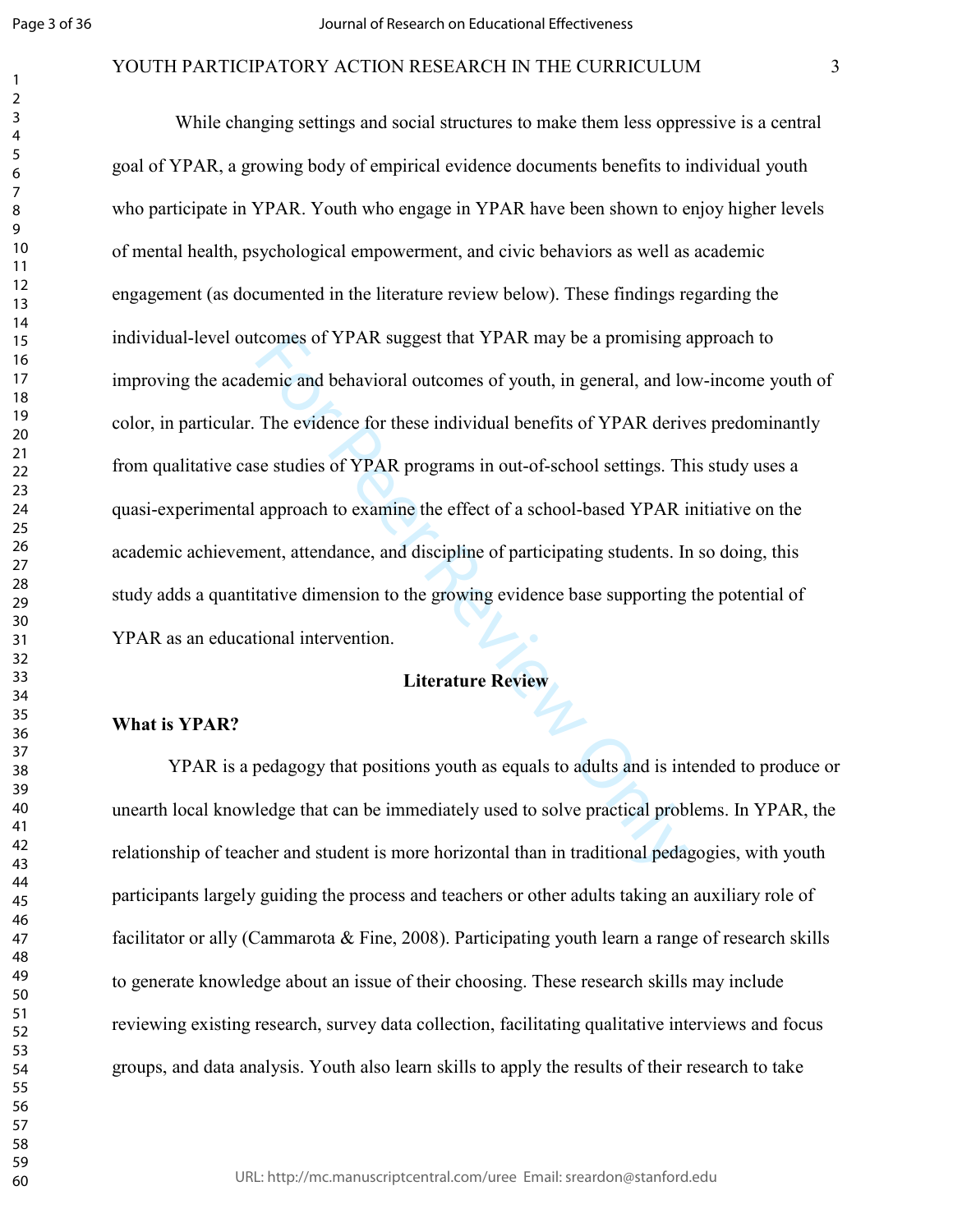While changing settings and social structures to make them less oppressive is a central goal of YPAR, a growing body of empirical evidence documents benefits to individual youth who participate in YPAR. Youth who engage in YPAR have been shown to enjoy higher levels of mental health, psychological empowerment, and civic behaviors as well as academic engagement (as documented in the literature review below). These findings regarding the individual-level outcomes of YPAR suggest that YPAR may be a promising approach to improving the academic and behavioral outcomes of youth, in general, and low-income youth of color, in particular. The evidence for these individual benefits of YPAR derives predominantly from qualitative case studies of YPAR programs in out-of-school settings. This study uses a quasi-experimental approach to examine the effect of a school-based YPAR initiative on the academic achievement, attendance, and discipline of participating students. In so doing, this study adds a quantitative dimension to the growing evidence base supporting the potential of YPAR as an educational intervention.

## Literature Review

### What is YPAR?

YPAR is a pedagogy that positions youth as equals to adults and is intended to produce or unearth local knowledge that can be immediately used to solve practical problems. In YPAR, the relationship of teacher and student is more horizontal than in traditional pedagogies, with youth participants largely guiding the process and teachers or other adults taking an auxiliary role of facilitator or ally (Cammarota & Fine, 2008). Participating youth learn a range of research skills to generate knowledge about an issue of their choosing. These research skills may include reviewing existing research, survey data collection, facilitating qualitative interviews and focus groups, and data analysis. Youth also learn skills to apply the results of their research to take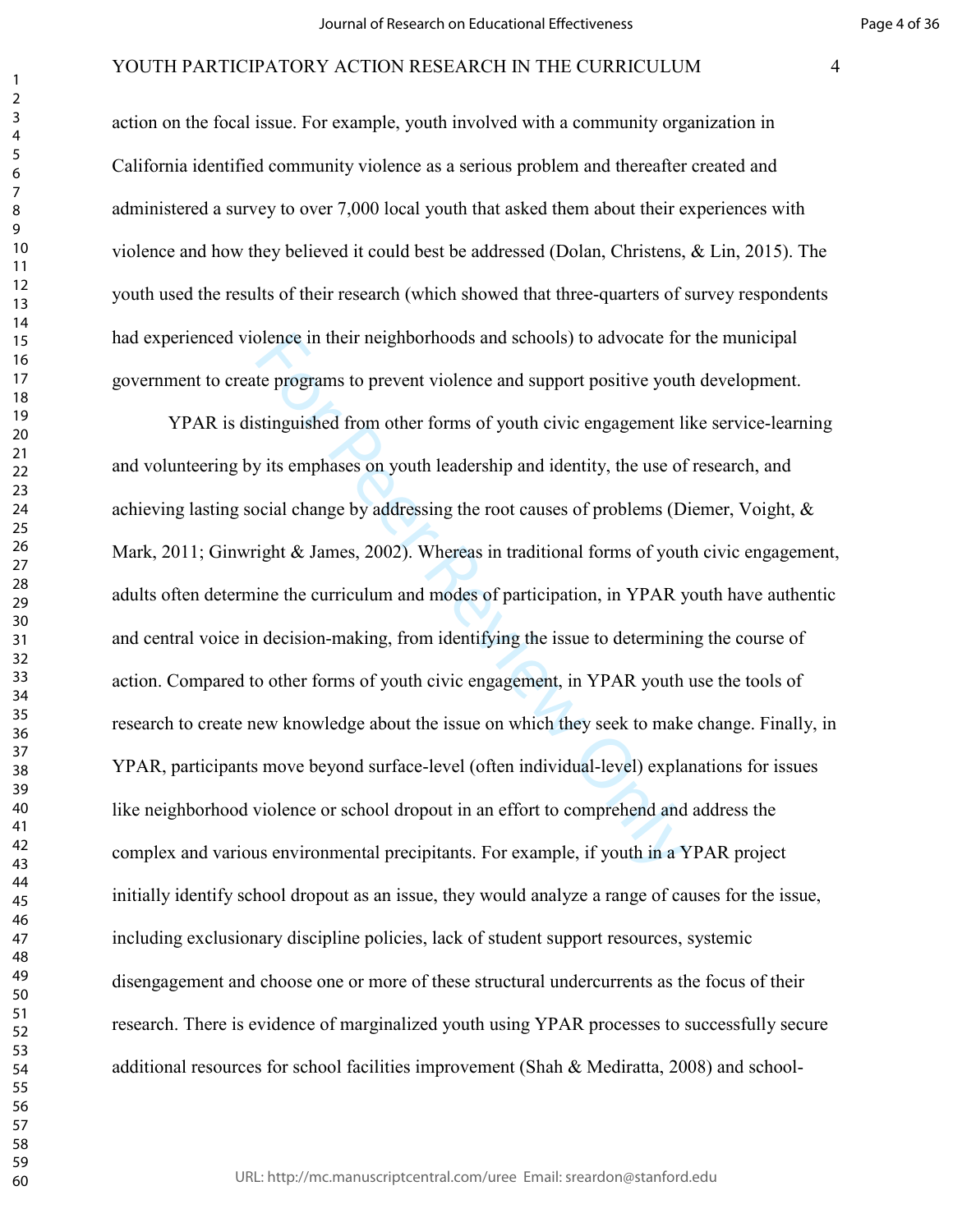action on the focal issue. For example, youth involved with a community organization in California identified community violence as a serious problem and thereafter created and administered a survey to over 7,000 local youth that asked them about their experiences with violence and how they believed it could best be addressed (Dolan, Christens, & Lin, 2015). The youth used the results of their research (which showed that three-quarters of survey respondents had experienced violence in their neighborhoods and schools) to advocate for the municipal government to create programs to prevent violence and support positive youth development.

YPAR is distinguished from other forms of youth civic engagement like service-learning and volunteering by its emphases on youth leadership and identity, the use of research, and achieving lasting social change by addressing the root causes of problems (Diemer, Voight, & Mark, 2011; Ginwright & James, 2002). Whereas in traditional forms of youth civic engagement, adults often determine the curriculum and modes of participation, in YPAR youth have authentic and central voice in decision-making, from identifying the issue to determining the course of action. Compared to other forms of youth civic engagement, in YPAR youth use the tools of research to create new knowledge about the issue on which they seek to make change. Finally, in YPAR, participants move beyond surface-level (often individual-level) explanations for issues like neighborhood violence or school dropout in an effort to comprehend and address the complex and various environmental precipitants. For example, if youth in a YPAR project initially identify school dropout as an issue, they would analyze a range of causes for the issue, including exclusionary discipline policies, lack of student support resources, systemic disengagement and choose one or more of these structural undercurrents as the focus of their research. There is evidence of marginalized youth using YPAR processes to successfully secure additional resources for school facilities improvement (Shah & Mediratta, 2008) and school-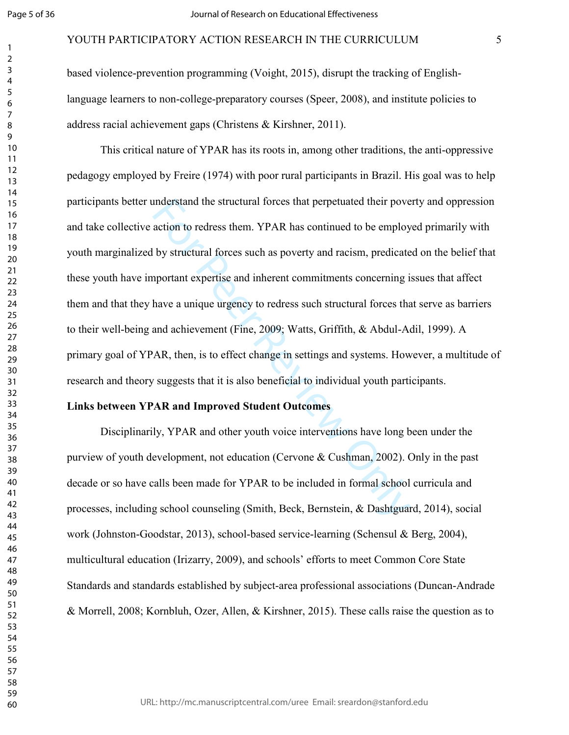based violence-prevention programming (Voight, 2015), disrupt the tracking of English-language learners to non-college-preparatory courses (Speer, 2008), and institute policies to address racial achievement gaps (Christens & Kirshner, 2011).

This critical nature of YPAR has its roots in, among other traditions, the anti-oppressive pedagogy employed by Freire (1974) with poor rural participants in Brazil. His goal was to help participants better understand the structural forces that perpetuated their poverty and oppression and take collective action to redress them. YPAR has continued to be employed primarily with youth marginalized by structural forces such as poverty and racism, predicated on the belief that these youth have important expertise and inherent commitments concerning issues that affect them and that they have a unique urgency to redress such structural forces that serve as barriers to their well-being and achievement (Fine, 2009; Watts, Griffith, & Abdul-Adil, 1999). A primary goal of YPAR, then, is to effect change in settings and systems. However, a multitude of research and theory suggests that it is also beneficial to individual youth participants.

**Links between YPAR and Improved Student Outcomes**

Disciplinarily, YPAR and other youth voice interventions have long been under the purview of youth development, not education (Cervone & Cushman, 2002). Only in the past decade or so have calls been made for YPAR to be included in formal school curricula and processes, including school counseling (Smith, Beck, Bernstein, & Dashtguard, 2014), social work (Johnston-Goodstar, 2013), school-based service-learning (Schensul & Berg, 2004), multicultural education (Irizarry, 2009), and schools' efforts to meet Common Core State Standards and standards established by subject-area professional associations (Duncan-Andrade & Morrell, 2008; Kornbluh, Ozer, Allen, & Kirshner, 2015). These calls raise the question as to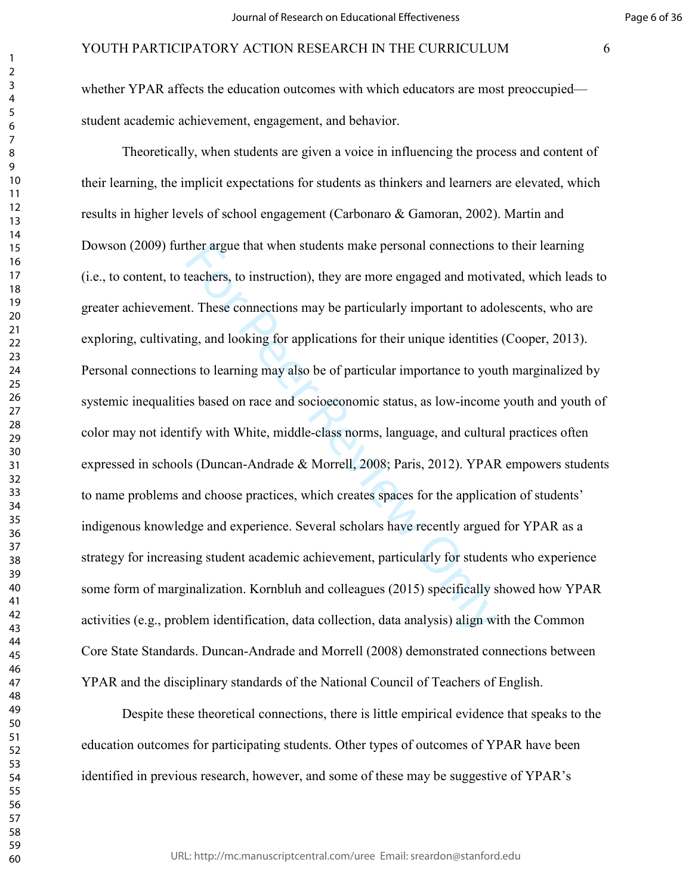whether YPAR affects the education outcomes with which educators are most preoccupied—student academic achievement, engagement, and behavior.

Theoretically, when students are given a voice in influencing the process and content of their learning, the implicit expectations for students as thinkers and learners are elevated, which results in higher levels of school engagement (Carbonaro & Gamoran, 2002). Martin and Dowson (2009) further argue that when students make personal connections to their learning (i.e., to content, to teachers, to instruction), they are more engaged and motivated, which leads to greater achievement. These connections may be particularly important to adolescents, who are exploring, cultivating, and looking for applications for their unique identities (Cooper, 2013). Personal connections to learning may also be of particular importance to youth marginalized by systemic inequalities based on race and socioeconomic status, as low-income youth and youth of color may not identify with White, middle-class norms, language, and cultural practices often expressed in schools (Duncan-Andrade & Morrell, 2008; Paris, 2012). YPAR empowers students to name problems and choose practices, which creates spaces for the application of students' indigenous knowledge and experience. Several scholars have recently argued for YPAR as a strategy for increasing student academic achievement, particularly for students who experience some form of marginalization. Kornbluh and colleagues (2015) specifically showed how YPAR activities (e.g., problem identification, data collection, data analysis) align with the Common Core State Standards. Duncan-Andrade and Morrell (2008) demonstrated connections between YPAR and the disciplinary standards of the National Council of Teachers of English.

Despite these theoretical connections, there is little empirical evidence that speaks to the education outcomes for participating students. Other types of outcomes of YPAR have been identified in previous research, however, and some of these may be suggestive of YPAR's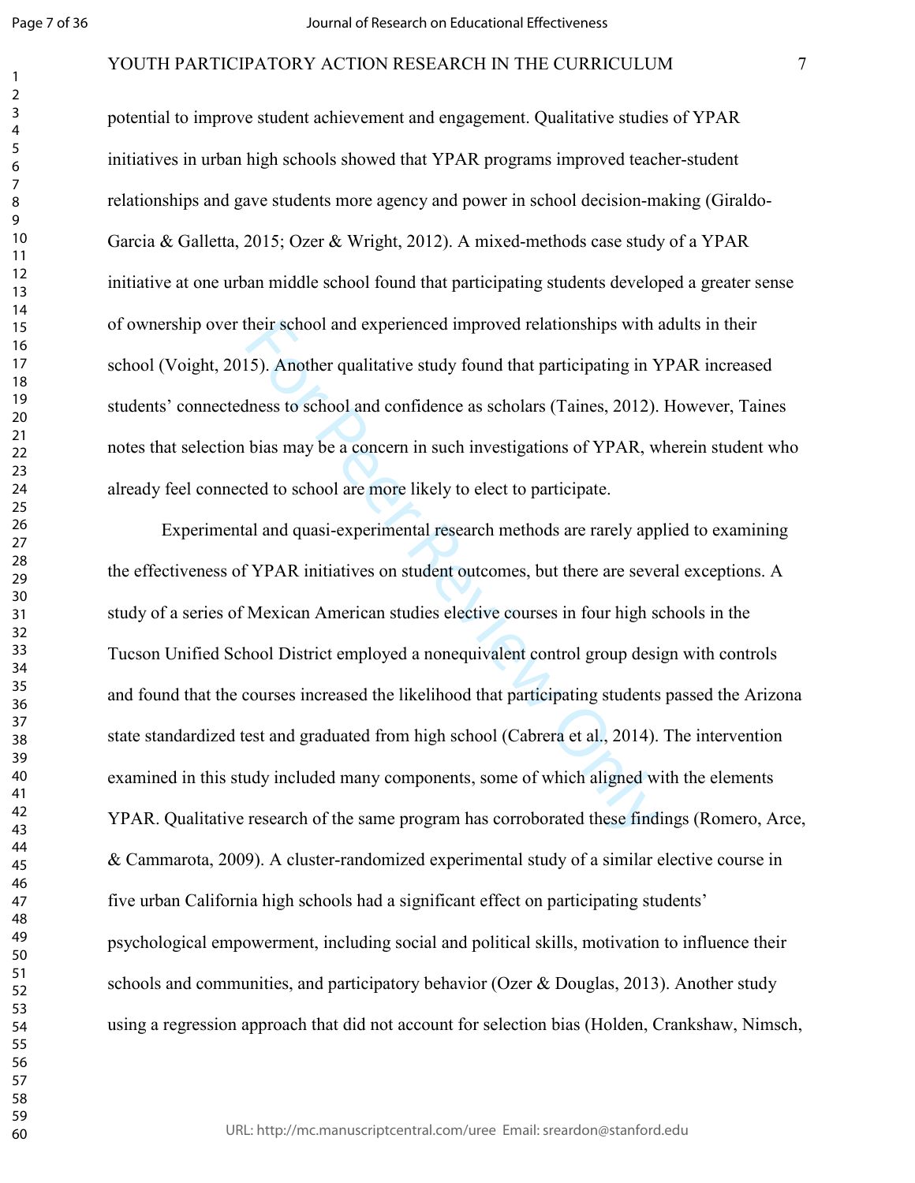potential to improve student achievement and engagement. Qualitative studies of YPAR initiatives in urban high schools showed that YPAR programs improved teacher-student relationships and gave students more agency and power in school decision-making (Giraldo-Garcia & Galletta, 2015; Ozer & Wright, 2012). A mixed-methods case study of a YPAR initiative at one urban middle school found that participating students developed a greater sense of ownership over their school and experienced improved relationships with adults in their school (Voight, 2015). Another qualitative study found that participating in YPAR increased students' connectedness to school and confidence as scholars (Taines, 2012). However, Taines notes that selection bias may be a concern in such investigations of YPAR, wherein student who already feel connected to school are more likely to elect to participate.

Experimental and quasi-experimental research methods are rarely applied to examining the effectiveness of YPAR initiatives on student outcomes, but there are several exceptions. A study of a series of Mexican American studies elective courses in four high schools in the Tucson Unified School District employed a nonequivalent control group design with controls and found that the courses increased the likelihood that participating students passed the Arizona state standardized test and graduated from high school (Cabrera et al., 2014). The intervention examined in this study included many components, some of which aligned with the elements YPAR. Qualitative research of the same program has corroborated these findings (Romero, Arce, & Cammarota, 2009). A cluster-randomized experimental study of a similar elective course in five urban California high schools had a significant effect on participating students' psychological empowerment, including social and political skills, motivation to influence their schools and communities, and participatory behavior (Ozer & Douglas, 2013). Another study using a regression approach that did not account for selection bias (Holden, Crankshaw, Nimsch,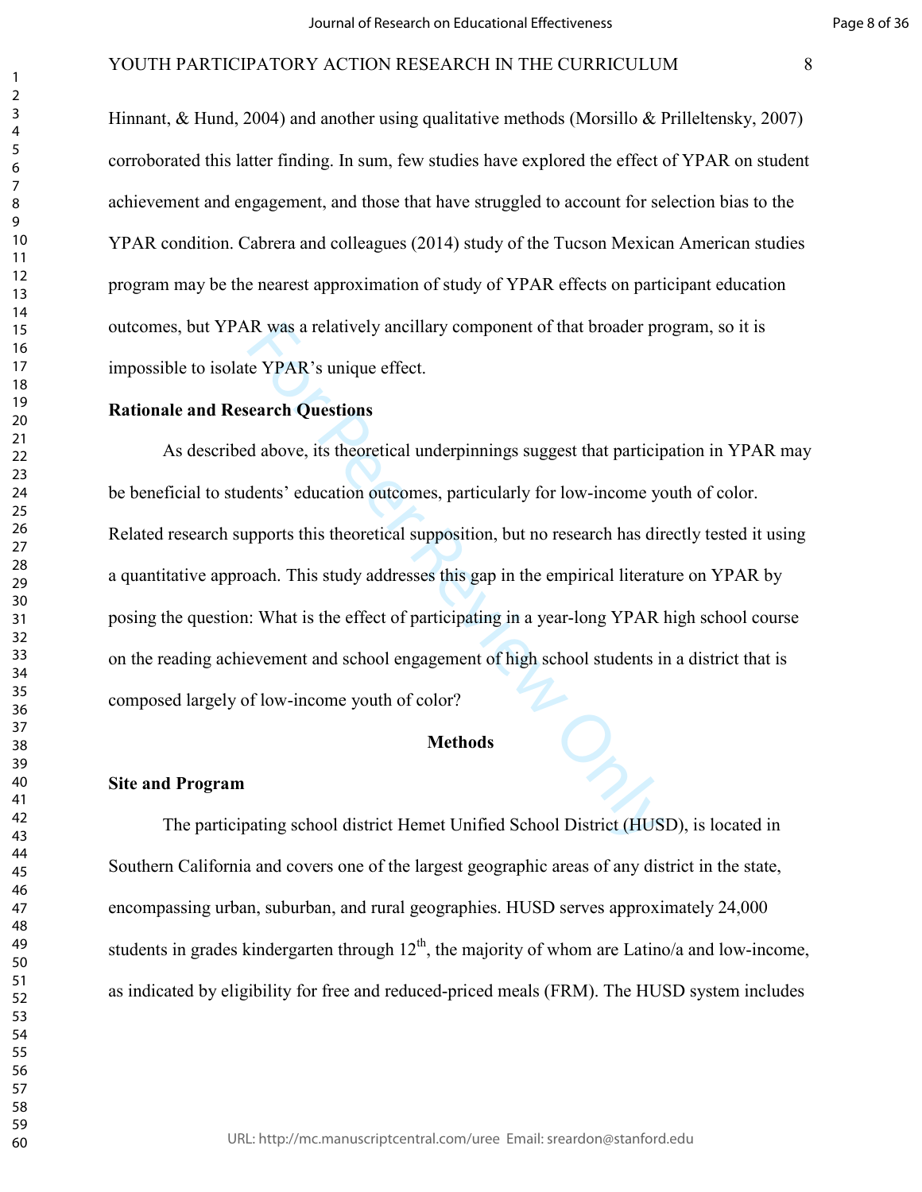Hinnant, & Hund, 2004) and another using qualitative methods (Morsillo & Prilleltensky, 2007) corroborated this latter finding. In sum, few studies have explored the effect of YPAR on student achievement and engagement, and those that have struggled to account for selection bias to the YPAR condition. Cabrera and colleagues (2014) study of the Tucson Mexican American studies program may be the nearest approximation of study of YPAR effects on participant education outcomes, but YPAR was a relatively ancillary component of that broader program, so it is impossible to isolate YPAR's unique effect.

### Rationale and Research Questions

As described above, its theoretical underpinnings suggest that participation in YPAR may be beneficial to students' education outcomes, particularly for low-income youth of color. Related research supports this theoretical supposition, but no research has directly tested it using a quantitative approach. This study addresses this gap in the empirical literature on YPAR by posing the question: What is the effect of participating in a year-long YPAR high school course on the reading achievement and school engagement of high school students in a district that is composed largely of low-income youth of color?

## Methods

### Site and Program

The participating school district Hemet Unified School District (HUSD), is located in Southern California and covers one of the largest geographic areas of any district in the state, encompassing urban, suburban, and rural geographies. HUSD serves approximately 24,000 students in grades kindergarten through 12th, the majority of whom are Latino/a and low-income, as indicated by eligibility for free and reduced-priced meals (FRM). The HUSD system includes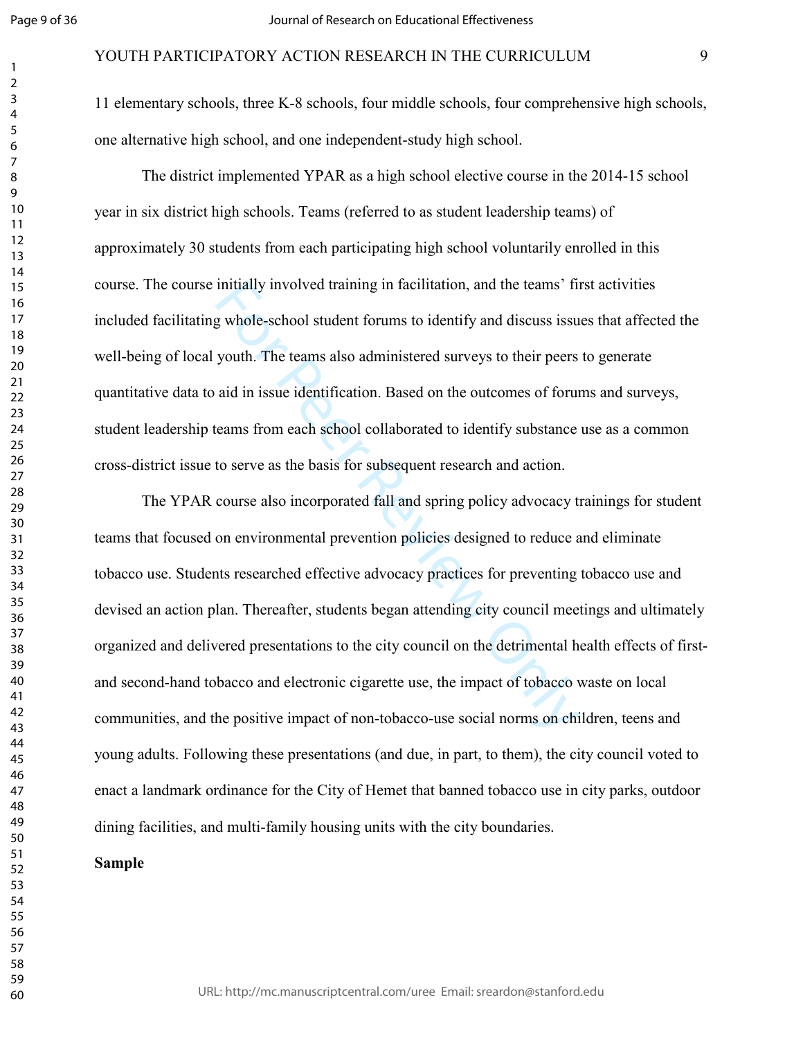11 elementary schools, three K-8 schools, four middle schools, four comprehensive high schools, one alternative high school, and one independent-study high school.

The district implemented YPAR as a high school elective course in the 2014-15 school year in six district high schools. Teams (referred to as student leadership teams) of approximately 30 students from each participating high school voluntarily enrolled in this course. The course initially involved training in facilitation, and the teams' first activities included facilitating whole-school student forums to identify and discuss issues that affected the well-being of local youth. The teams also administered surveys to their peers to generate quantitative data to aid in issue identification. Based on the outcomes of forums and surveys, student leadership teams from each school collaborated to identify substance use as a common cross-district issue to serve as the basis for subsequent research and action.

The YPAR course also incorporated fall and spring policy advocacy trainings for student teams that focused on environmental prevention policies designed to reduce and eliminate tobacco use. Students researched effective advocacy practices for preventing tobacco use and devised an action plan. Thereafter, students began attending city council meetings and ultimately organized and delivered presentations to the city council on the detrimental health effects of first- and second-hand tobacco and electronic cigarette use, the impact of tobacco waste on local communities, and the positive impact of non-tobacco-use social norms on children, teens and young adults. Following these presentations (and due, in part, to them), the city council voted to enact a landmark ordinance for the City of Hemet that banned tobacco use in city parks, outdoor dining facilities, and multi-family housing units with the city boundaries.

**Sample**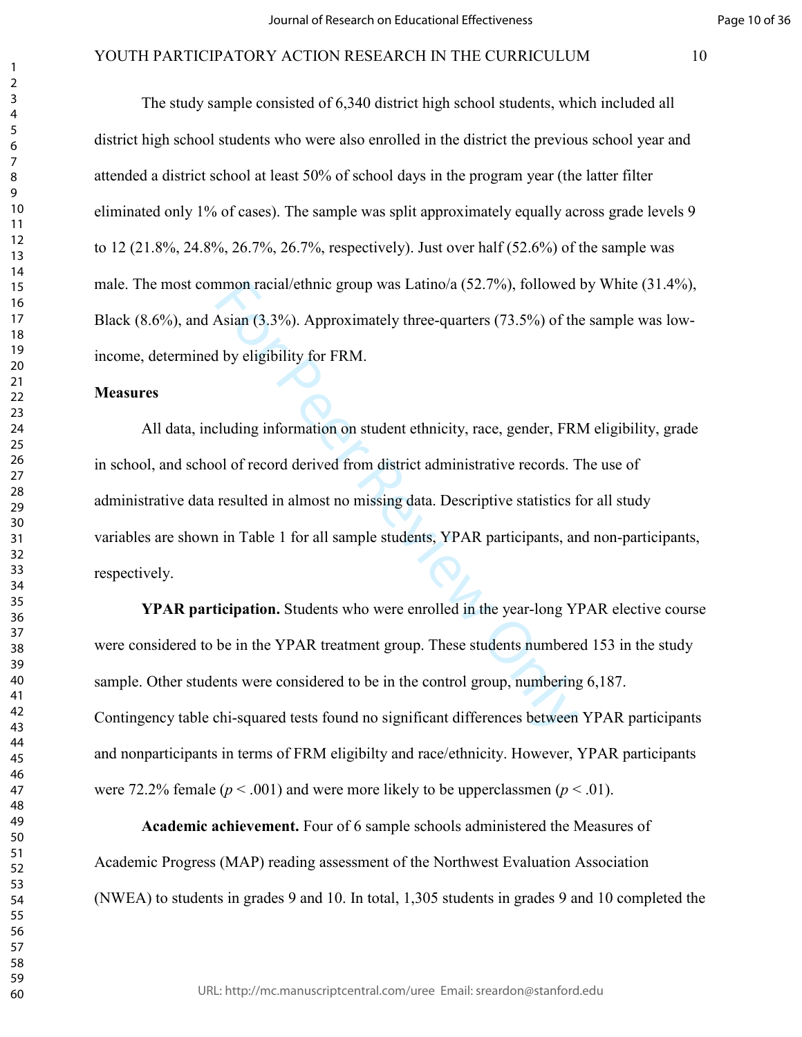The study sample consisted of 6,340 district high school students, which included all district high school students who were also enrolled in the district the previous school year and attended a district school at least 50% of school days in the program year (the latter filter eliminated only 1% of cases). The sample was split approximately equally across grade levels 9 to 12 (21.8%, 24.8%, 26.7%, 26.7%, respectively). Just over half (52.6%) of the sample was male. The most common racial/ethnic group was Latino/a (52.7%), followed by White (31.4%), Black (8.6%), and Asian (3.3%). Approximately three-quarters (73.5%) of the sample was low-income, determined by eligibility for FRM.

### Measures

All data, including information on student ethnicity, race, gender, FRM eligibility, grade in school, and school of record derived from district administrative records. The use of administrative data resulted in almost no missing data. Descriptive statistics for all study variables are shown in Table 1 for all sample students, YPAR participants, and non-participants, respectively.

**YPAR participation.** Students who were enrolled in the year-long YPAR elective course were considered to be in the YPAR treatment group. These students numbered 153 in the study sample. Other students were considered to be in the control group, numbering 6,187. Contingency table chi-squared tests found no significant differences between YPAR participants and nonparticipants in terms of FRM eligibilty and race/ethnicity. However, YPAR participants were 72.2% female ($p < .001$) and were more likely to be upperclassmen ($p < .01$).

**Academic achievement.** Four of 6 sample schools administered the Measures of Academic Progress (MAP) reading assessment of the Northwest Evaluation Association (NWEA) to students in grades 9 and 10. In total, 1,305 students in grades 9 and 10 completed the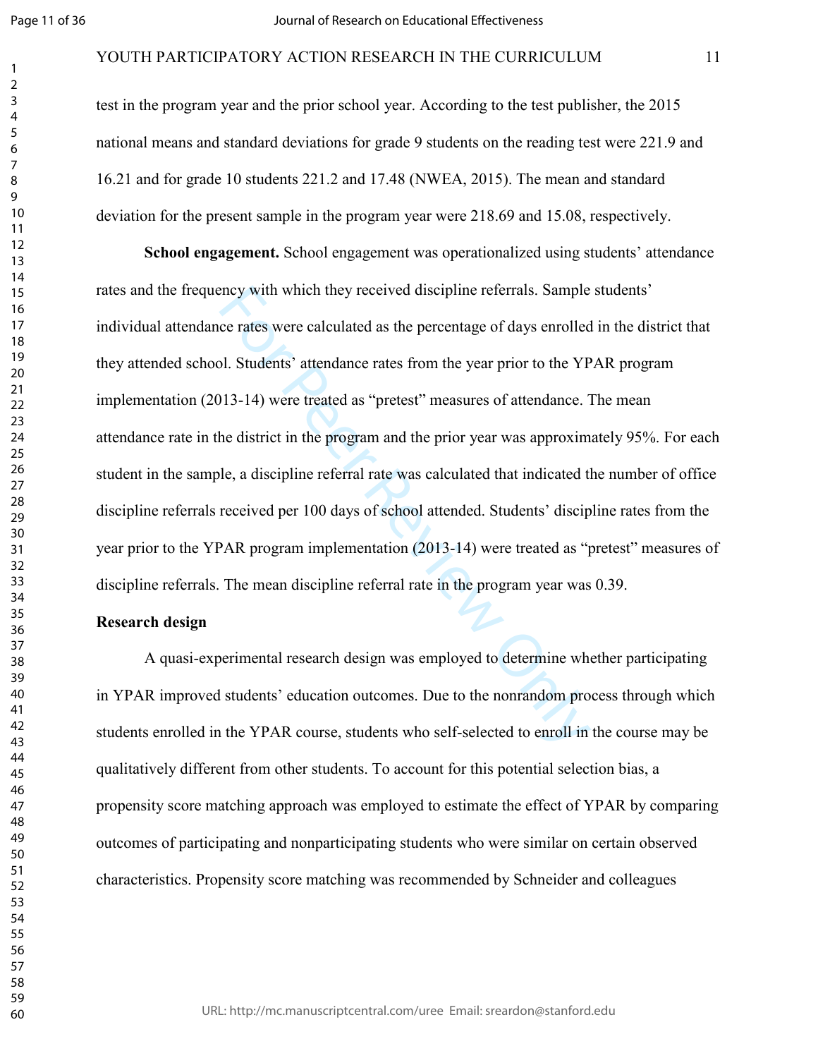test in the program year and the prior school year. According to the test publisher, the 2015 national means and standard deviations for grade 9 students on the reading test were 221.9 and 16.21 and for grade 10 students 221.2 and 17.48 (NWEA, 2015). The mean and standard deviation for the present sample in the program year were 218.69 and 15.08, respectively.

**School engagement.** School engagement was operationalized using students' attendance rates and the frequency with which they received discipline referrals. Sample students' individual attendance rates were calculated as the percentage of days enrolled in the district that they attended school. Students' attendance rates from the year prior to the YPAR program implementation (2013-14) were treated as "pretest" measures of attendance. The mean attendance rate in the district in the program and the prior year was approximately 95%. For each student in the sample, a discipline referral rate was calculated that indicated the number of office discipline referrals received per 100 days of school attended. Students' discipline rates from the year prior to the YPAR program implementation (2013-14) were treated as "pretest" measures of discipline referrals. The mean discipline referral rate in the program year was 0.39.

**Research design**

A quasi-experimental research design was employed to determine whether participating in YPAR improved students' education outcomes. Due to the nonrandom process through which students enrolled in the YPAR course, students who self-selected to enroll in the course may be qualitatively different from other students. To account for this potential selection bias, a propensity score matching approach was employed to estimate the effect of YPAR by comparing outcomes of participating and nonparticipating students who were similar on certain observed characteristics. Propensity score matching was recommended by Schneider and colleagues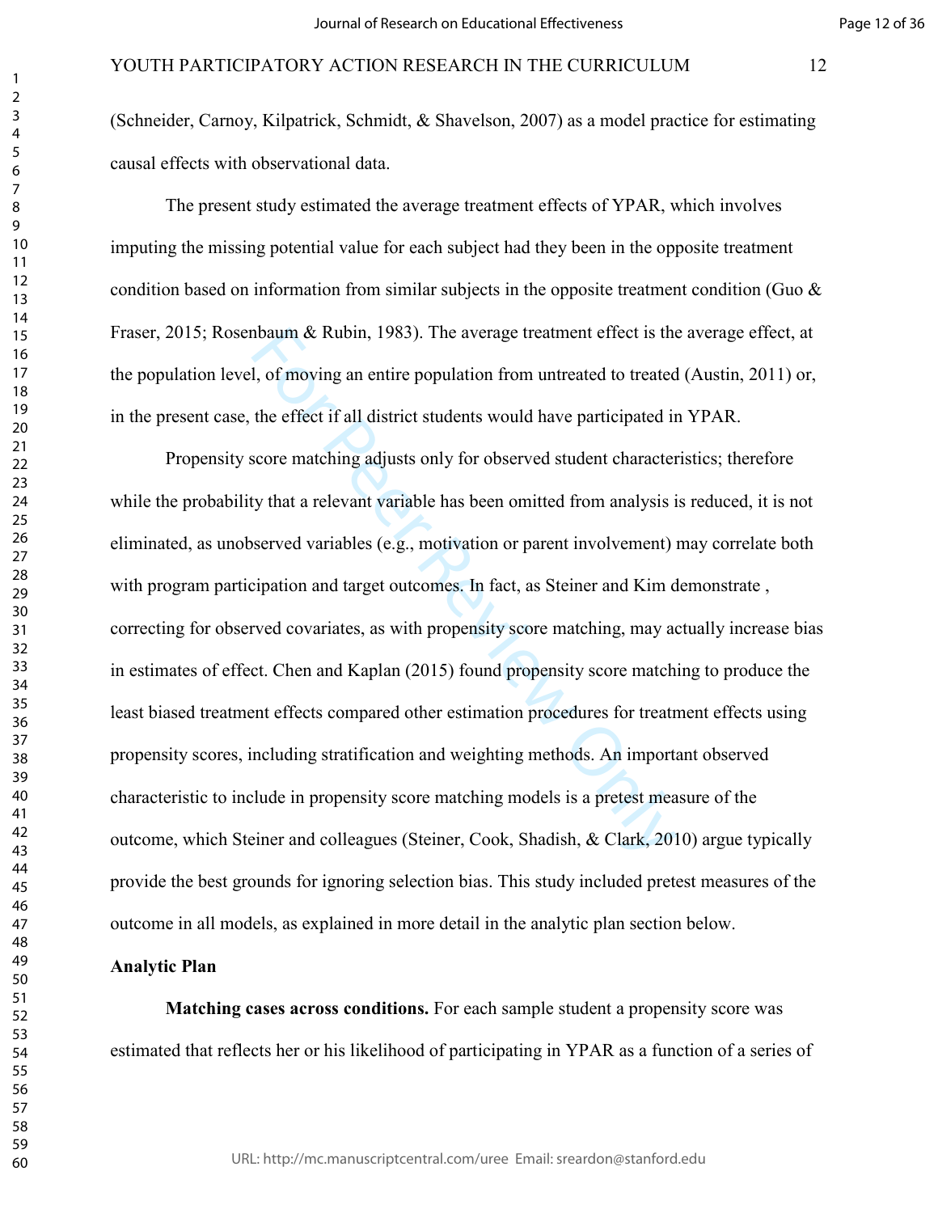(Schneider, Carnoy, Kilpatrick, Schmidt, & Shavelson, 2007) as a model practice for estimating causal effects with observational data.

The present study estimated the average treatment effects of YPAR, which involves imputing the missing potential value for each subject had they been in the opposite treatment condition based on information from similar subjects in the opposite treatment condition (Guo & Fraser, 2015; Rosenbaum & Rubin, 1983). The average treatment effect is the average effect, at the population level, of moving an entire population from untreated to treated (Austin, 2011) or, in the present case, the effect if all district students would have participated in YPAR.

Propensity score matching adjusts only for observed student characteristics; therefore while the probability that a relevant variable has been omitted from analysis is reduced, it is not eliminated, as unobserved variables (e.g., motivation or parent involvement) may correlate both with program participation and target outcomes. In fact, as Steiner and Kim demonstrate , correcting for observed covariates, as with propensity score matching, may actually increase bias in estimates of effect. Chen and Kaplan (2015) found propensity score matching to produce the least biased treatment effects compared other estimation procedures for treatment effects using propensity scores, including stratification and weighting methods. An important observed characteristic to include in propensity score matching models is a pretest measure of the outcome, which Steiner and colleagues (Steiner, Cook, Shadish, & Clark, 2010) argue typically provide the best grounds for ignoring selection bias. This study included pretest measures of the outcome in all models, as explained in more detail in the analytic plan section below.

## Analytic Plan

**Matching cases across conditions.** For each sample student a propensity score was estimated that reflects her or his likelihood of participating in YPAR as a function of a series of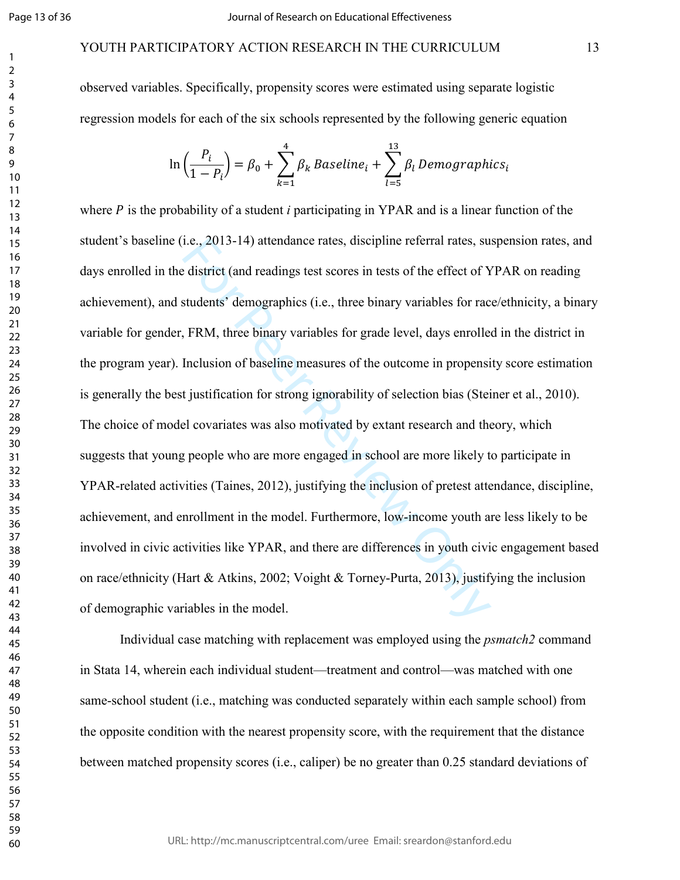observed variables. Specifically, propensity scores were estimated using separate logistic regression models for each of the six schools represented by the following generic equation

$$\ln\left(\frac{P_i}{1-P_i}\right) = \beta_0 + \sum_{k=1}^{4} \beta_k \, Baseline_i + \sum_{l=5}^{13} \beta_l \, Demographics_i$$

where $P$ is the probability of a student $i$ participating in YPAR and is a linear function of the student's baseline (i.e., 2013-14) attendance rates, discipline referral rates, suspension rates, and days enrolled in the district (and readings test scores in tests of the effect of YPAR on reading achievement), and students' demographics (i.e., three binary variables for race/ethnicity, a binary variable for gender, FRM, three binary variables for grade level, days enrolled in the district in the program year). Inclusion of baseline measures of the outcome in propensity score estimation is generally the best justification for strong ignorability of selection bias (Steiner et al., 2010). The choice of model covariates was also motivated by extant research and theory, which suggests that young people who are more engaged in school are more likely to participate in YPAR-related activities (Taines, 2012), justifying the inclusion of pretest attendance, discipline, achievement, and enrollment in the model. Furthermore, low-income youth are less likely to be involved in civic activities like YPAR, and there are differences in youth civic engagement based on race/ethnicity (Hart & Atkins, 2002; Voight & Torney-Purta, 2013), justifying the inclusion of demographic variables in the model.

Individual case matching with replacement was employed using the *psmatch2* command in Stata 14, wherein each individual student—treatment and control—was matched with one same-school student (i.e., matching was conducted separately within each sample school) from the opposite condition with the nearest propensity score, with the requirement that the distance between matched propensity scores (i.e., caliper) be no greater than 0.25 standard deviations of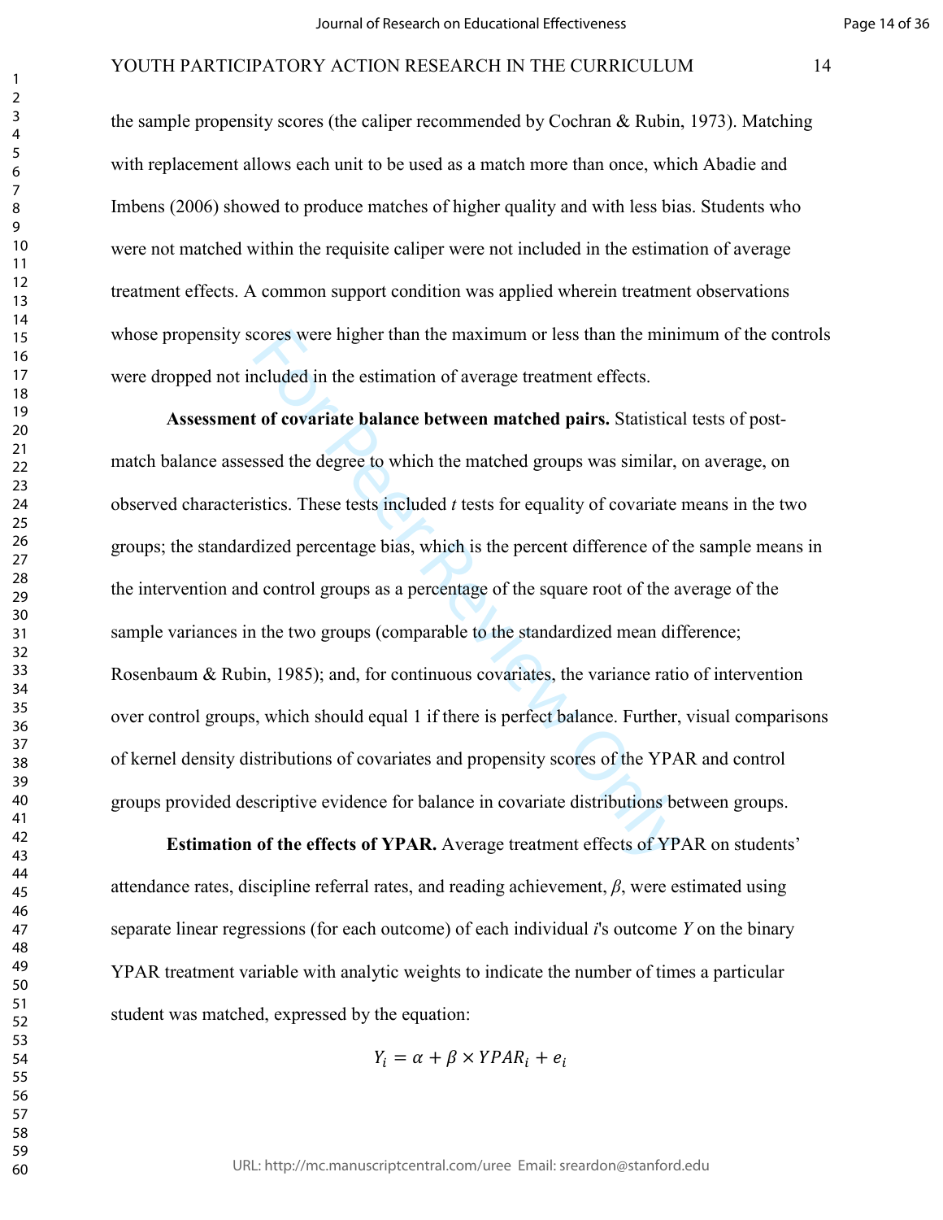the sample propensity scores (the caliper recommended by Cochran & Rubin, 1973). Matching with replacement allows each unit to be used as a match more than once, which Abadie and Imbens (2006) showed to produce matches of higher quality and with less bias. Students who were not matched within the requisite caliper were not included in the estimation of average treatment effects. A common support condition was applied wherein treatment observations whose propensity scores were higher than the maximum or less than the minimum of the controls were dropped not included in the estimation of average treatment effects.

**Assessment of covariate balance between matched pairs.** Statistical tests of post-match balance assessed the degree to which the matched groups was similar, on average, on observed characteristics. These tests included *t* tests for equality of covariate means in the two groups; the standardized percentage bias, which is the percent difference of the sample means in the intervention and control groups as a percentage of the square root of the average of the sample variances in the two groups (comparable to the standardized mean difference; Rosenbaum & Rubin, 1985); and, for continuous covariates, the variance ratio of intervention over control groups, which should equal 1 if there is perfect balance. Further, visual comparisons of kernel density distributions of covariates and propensity scores of the YPAR and control groups provided descriptive evidence for balance in covariate distributions between groups.

**Estimation of the effects of YPAR.** Average treatment effects of YPAR on students' attendance rates, discipline referral rates, and reading achievement, $\beta$, were estimated using separate linear regressions (for each outcome) of each individual $i$'s outcome $Y$ on the binary YPAR treatment variable with analytic weights to indicate the number of times a particular student was matched, expressed by the equation:

$$Y_i = \alpha + \beta \times YPAR_i + e_i$$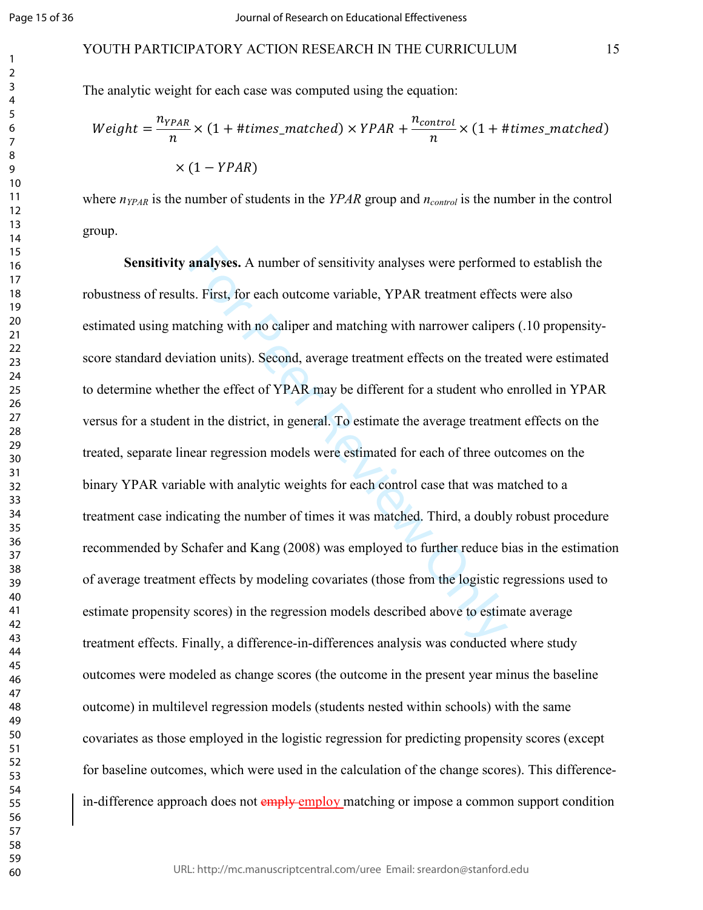The analytic weight for each case was computed using the equation:

$$Weight = \frac{n_{YPAR}}{n} \times (1 + \#times\_matched) \times YPAR + \frac{n_{control}}{n} \times (1 + \#times\_matched) \times (1 - YPAR)$$

where $n_{YPAR}$ is the number of students in the *YPAR* group and $n_{control}$ is the number in the control group.

**Sensitivity analyses.** A number of sensitivity analyses were performed to establish the robustness of results. First, for each outcome variable, YPAR treatment effects were also estimated using matching with no caliper and matching with narrower calipers (.10 propensity-score standard deviation units). Second, average treatment effects on the treated were estimated to determine whether the effect of YPAR may be different for a student who enrolled in YPAR versus for a student in the district, in general. To estimate the average treatment effects on the treated, separate linear regression models were estimated for each of three outcomes on the binary YPAR variable with analytic weights for each control case that was matched to a treatment case indicating the number of times it was matched. Third, a doubly robust procedure recommended by Schafer and Kang (2008) was employed to further reduce bias in the estimation of average treatment effects by modeling covariates (those from the logistic regressions used to estimate propensity scores) in the regression models described above to estimate average treatment effects. Finally, a difference-in-differences analysis was conducted where study outcomes were modeled as change scores (the outcome in the present year minus the baseline outcome) in multilevel regression models (students nested within schools) with the same covariates as those employed in the logistic regression for predicting propensity scores (except for baseline outcomes, which were used in the calculation of the change scores). This difference-in-difference approach does not ~~emply~~ employ matching or impose a common support condition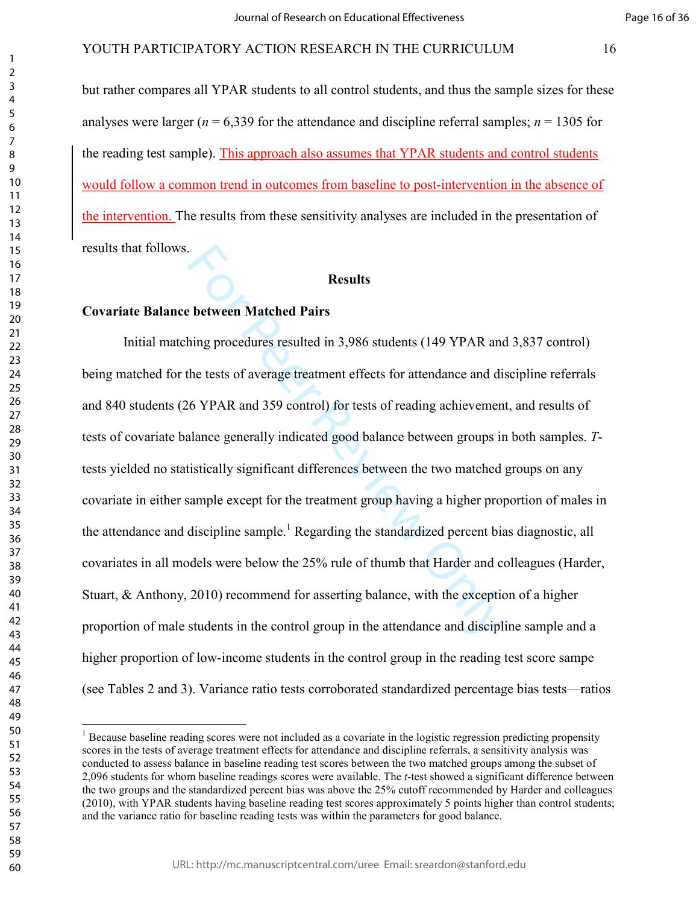but rather compares all YPAR students to all control students, and thus the sample sizes for these analyses were larger ($n$ = 6,339 for the attendance and discipline referral samples; $n$ = 1305 for the reading test sample). This approach also assumes that YPAR students and control students would follow a common trend in outcomes from baseline to post-intervention in the absence of the intervention. The results from these sensitivity analyses are included in the presentation of results that follows.

## Results

### Covariate Balance between Matched Pairs

Initial matching procedures resulted in 3,986 students (149 YPAR and 3,837 control) being matched for the tests of average treatment effects for attendance and discipline referrals and 840 students (26 YPAR and 359 control) for tests of reading achievement, and results of tests of covariate balance generally indicated good balance between groups in both samples. *T*-tests yielded no statistically significant differences between the two matched groups on any covariate in either sample except for the treatment group having a higher proportion of males in the attendance and discipline sample.[1] Regarding the standardized percent bias diagnostic, all covariates in all models were below the 25% rule of thumb that Harder and colleagues (Harder, Stuart, & Anthony, 2010) recommend for asserting balance, with the exception of a higher proportion of male students in the control group in the attendance and discipline sample and a higher proportion of low-income students in the control group in the reading test score sampe (see Tables 2 and 3). Variance ratio tests corroborated standardized percentage bias tests—ratios

[1] Because baseline reading scores were not included as a covariate in the logistic regression predicting propensity scores in the tests of average treatment effects for attendance and discipline referrals, a sensitivity analysis was conducted to assess balance in baseline reading test scores between the two matched groups among the subset of 2,096 students for whom baseline readings scores were available. The *t*-test showed a significant difference between the two groups and the standardized percent bias was above the 25% cutoff recommended by Harder and colleagues (2010), with YPAR students having baseline reading test scores approximately 5 points higher than control students; and the variance ratio for baseline reading tests was within the parameters for good balance.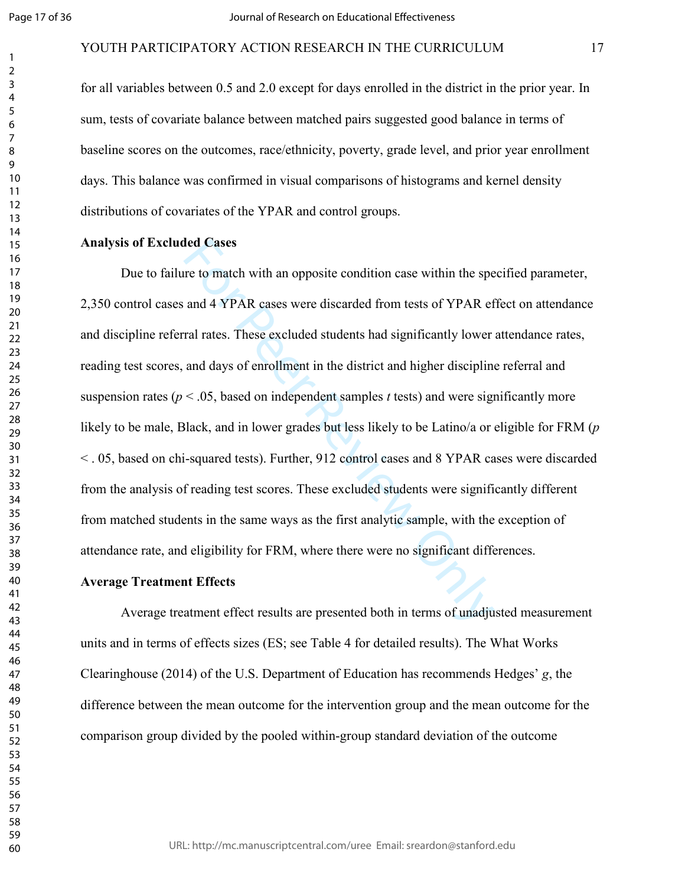for all variables between 0.5 and 2.0 except for days enrolled in the district in the prior year. In sum, tests of covariate balance between matched pairs suggested good balance in terms of baseline scores on the outcomes, race/ethnicity, poverty, grade level, and prior year enrollment days. This balance was confirmed in visual comparisons of histograms and kernel density distributions of covariates of the YPAR and control groups.

**Analysis of Excluded Cases**

Due to failure to match with an opposite condition case within the specified parameter, 2,350 control cases and 4 YPAR cases were discarded from tests of YPAR effect on attendance and discipline referral rates. These excluded students had significantly lower attendance rates, reading test scores, and days of enrollment in the district and higher discipline referral and suspension rates ($p < .05$, based on independent samples *t* tests) and were significantly more likely to be male, Black, and in lower grades but less likely to be Latino/a or eligible for FRM ($p < .05$, based on chi-squared tests). Further, 912 control cases and 8 YPAR cases were discarded from the analysis of reading test scores. These excluded students were significantly different from matched students in the same ways as the first analytic sample, with the exception of attendance rate, and eligibility for FRM, where there were no significant differences.

**Average Treatment Effects**

Average treatment effect results are presented both in terms of unadjusted measurement units and in terms of effects sizes (ES; see Table 4 for detailed results). The What Works Clearinghouse (2014) of the U.S. Department of Education has recommends Hedges' *g*, the difference between the mean outcome for the intervention group and the mean outcome for the comparison group divided by the pooled within-group standard deviation of the outcome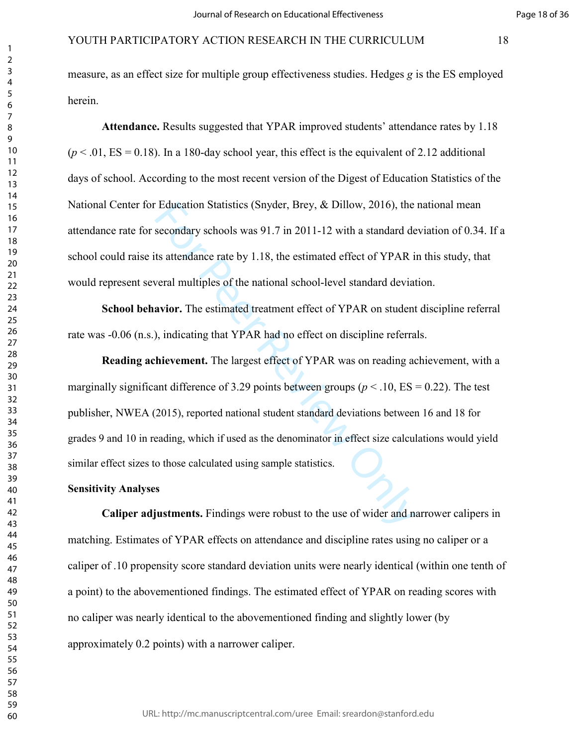measure, as an effect size for multiple group effectiveness studies. Hedges *g* is the ES employed herein.

**Attendance.** Results suggested that YPAR improved students' attendance rates by 1.18 ($p < .01$, ES = 0.18). In a 180-day school year, this effect is the equivalent of 2.12 additional days of school. According to the most recent version of the Digest of Education Statistics of the National Center for Education Statistics (Snyder, Brey, & Dillow, 2016), the national mean attendance rate for secondary schools was 91.7 in 2011-12 with a standard deviation of 0.34. If a school could raise its attendance rate by 1.18, the estimated effect of YPAR in this study, that would represent several multiples of the national school-level standard deviation.

**School behavior.** The estimated treatment effect of YPAR on student discipline referral rate was -0.06 (n.s.), indicating that YPAR had no effect on discipline referrals.

**Reading achievement.** The largest effect of YPAR was on reading achievement, with a marginally significant difference of 3.29 points between groups ($p < .10$, ES = 0.22). The test publisher, NWEA (2015), reported national student standard deviations between 16 and 18 for grades 9 and 10 in reading, which if used as the denominator in effect size calculations would yield similar effect sizes to those calculated using sample statistics.

### Sensitivity Analyses

**Caliper adjustments.** Findings were robust to the use of wider and narrower calipers in matching. Estimates of YPAR effects on attendance and discipline rates using no caliper or a caliper of .10 propensity score standard deviation units were nearly identical (within one tenth of a point) to the abovementioned findings. The estimated effect of YPAR on reading scores with no caliper was nearly identical to the abovementioned finding and slightly lower (by approximately 0.2 points) with a narrower caliper.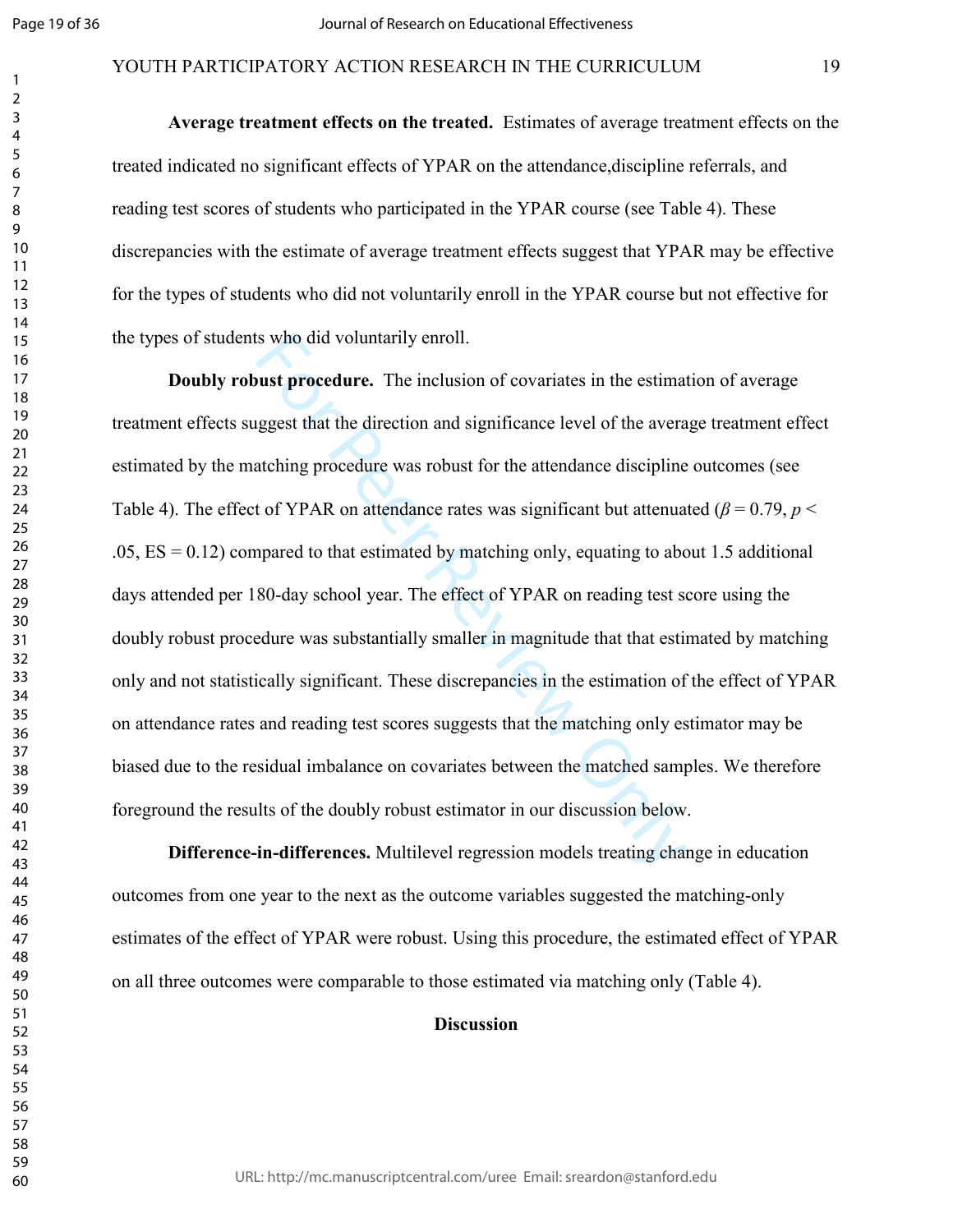**Average treatment effects on the treated.** Estimates of average treatment effects on the treated indicated no significant effects of YPAR on the attendance,discipline referrals, and reading test scores of students who participated in the YPAR course (see Table 4). These discrepancies with the estimate of average treatment effects suggest that YPAR may be effective for the types of students who did not voluntarily enroll in the YPAR course but not effective for the types of students who did voluntarily enroll.

**Doubly robust procedure.** The inclusion of covariates in the estimation of average treatment effects suggest that the direction and significance level of the average treatment effect estimated by the matching procedure was robust for the attendance discipline outcomes (see Table 4). The effect of YPAR on attendance rates was significant but attenuated ($\beta = 0.79$, $p < .05$, ES = 0.12) compared to that estimated by matching only, equating to about 1.5 additional days attended per 180-day school year. The effect of YPAR on reading test score using the doubly robust procedure was substantially smaller in magnitude that that estimated by matching only and not statistically significant. These discrepancies in the estimation of the effect of YPAR on attendance rates and reading test scores suggests that the matching only estimator may be biased due to the residual imbalance on covariates between the matched samples. We therefore foreground the results of the doubly robust estimator in our discussion below.

**Difference-in-differences.** Multilevel regression models treating change in education outcomes from one year to the next as the outcome variables suggested the matching-only estimates of the effect of YPAR were robust. Using this procedure, the estimated effect of YPAR on all three outcomes were comparable to those estimated via matching only (Table 4).

## Discussion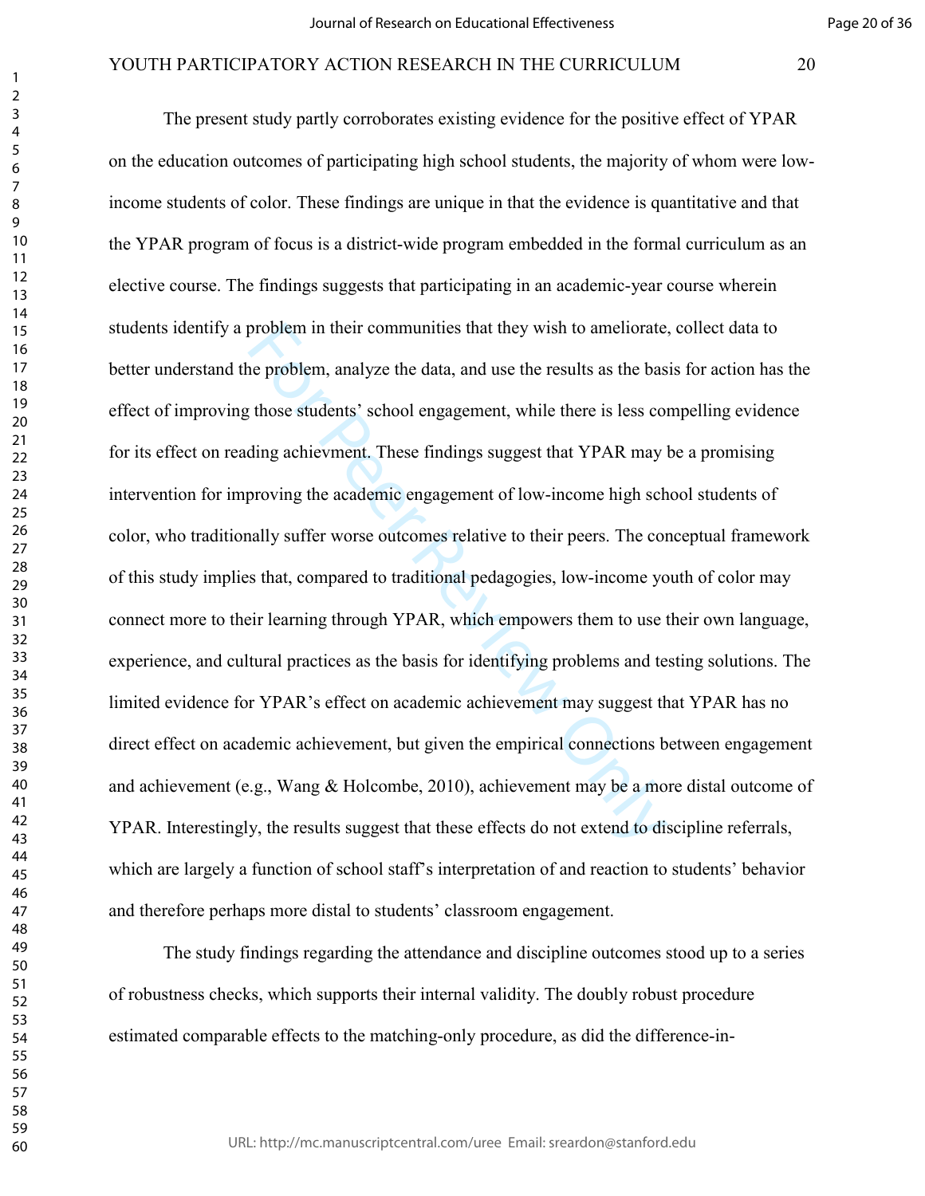The present study partly corroborates existing evidence for the positive effect of YPAR on the education outcomes of participating high school students, the majority of whom were low-income students of color. These findings are unique in that the evidence is quantitative and that the YPAR program of focus is a district-wide program embedded in the formal curriculum as an elective course. The findings suggests that participating in an academic-year course wherein students identify a problem in their communities that they wish to ameliorate, collect data to better understand the problem, analyze the data, and use the results as the basis for action has the effect of improving those students' school engagement, while there is less compelling evidence for its effect on reading achievment. These findings suggest that YPAR may be a promising intervention for improving the academic engagement of low-income high school students of color, who traditionally suffer worse outcomes relative to their peers. The conceptual framework of this study implies that, compared to traditional pedagogies, low-income youth of color may connect more to their learning through YPAR, which empowers them to use their own language, experience, and cultural practices as the basis for identifying problems and testing solutions. The limited evidence for YPAR's effect on academic achievement may suggest that YPAR has no direct effect on academic achievement, but given the empirical connections between engagement and achievement (e.g., Wang & Holcombe, 2010), achievement may be a more distal outcome of YPAR. Interestingly, the results suggest that these effects do not extend to discipline referrals, which are largely a function of school staff's interpretation of and reaction to students' behavior and therefore perhaps more distal to students' classroom engagement.

The study findings regarding the attendance and discipline outcomes stood up to a series of robustness checks, which supports their internal validity. The doubly robust procedure estimated comparable effects to the matching-only procedure, as did the difference-in-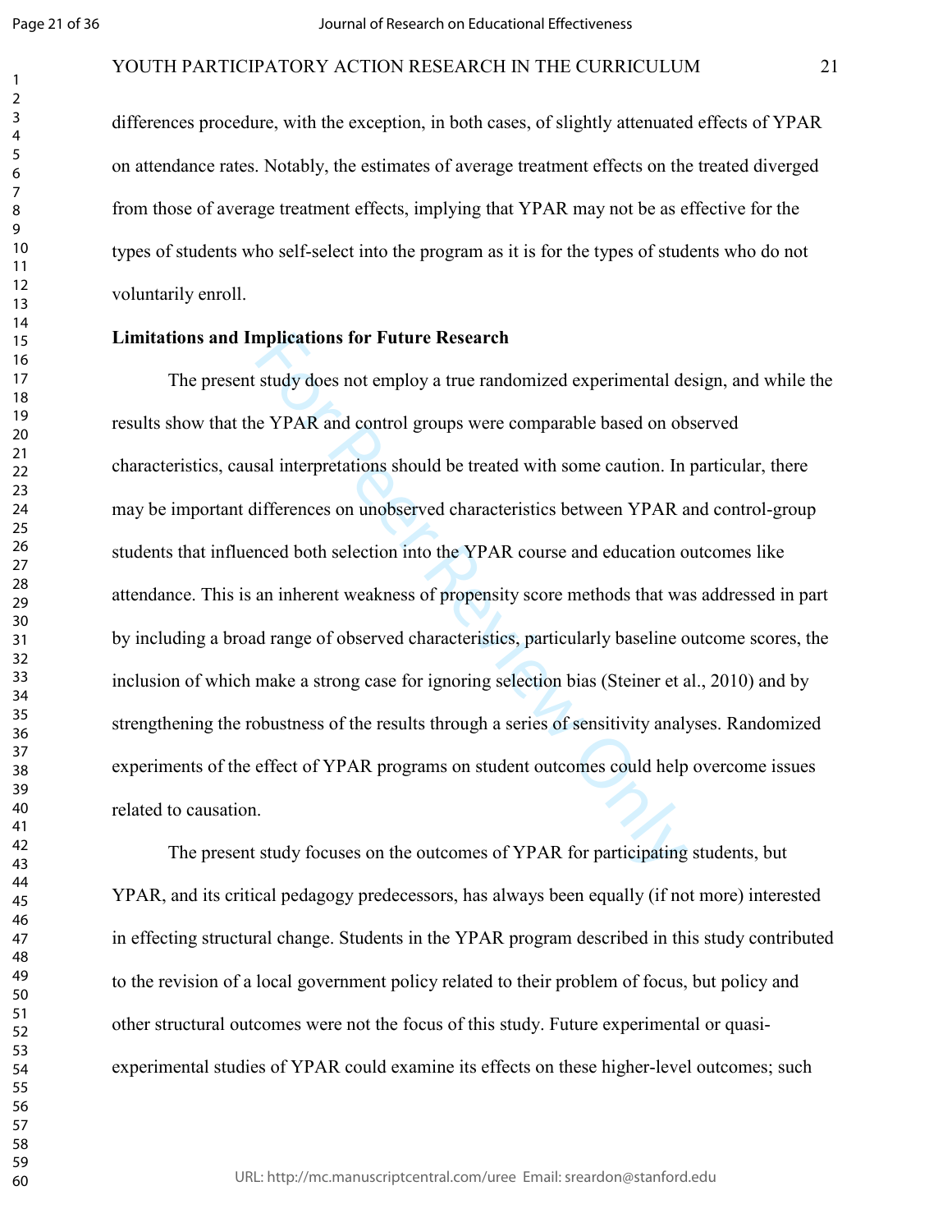differences procedure, with the exception, in both cases, of slightly attenuated effects of YPAR on attendance rates. Notably, the estimates of average treatment effects on the treated diverged from those of average treatment effects, implying that YPAR may not be as effective for the types of students who self-select into the program as it is for the types of students who do not voluntarily enroll.

**Limitations and Implications for Future Research**

The present study does not employ a true randomized experimental design, and while the results show that the YPAR and control groups were comparable based on observed characteristics, causal interpretations should be treated with some caution. In particular, there may be important differences on unobserved characteristics between YPAR and control-group students that influenced both selection into the YPAR course and education outcomes like attendance. This is an inherent weakness of propensity score methods that was addressed in part by including a broad range of observed characteristics, particularly baseline outcome scores, the inclusion of which make a strong case for ignoring selection bias (Steiner et al., 2010) and by strengthening the robustness of the results through a series of sensitivity analyses. Randomized experiments of the effect of YPAR programs on student outcomes could help overcome issues related to causation.

The present study focuses on the outcomes of YPAR for participating students, but YPAR, and its critical pedagogy predecessors, has always been equally (if not more) interested in effecting structural change. Students in the YPAR program described in this study contributed to the revision of a local government policy related to their problem of focus, but policy and other structural outcomes were not the focus of this study. Future experimental or quasi-experimental studies of YPAR could examine its effects on these higher-level outcomes; such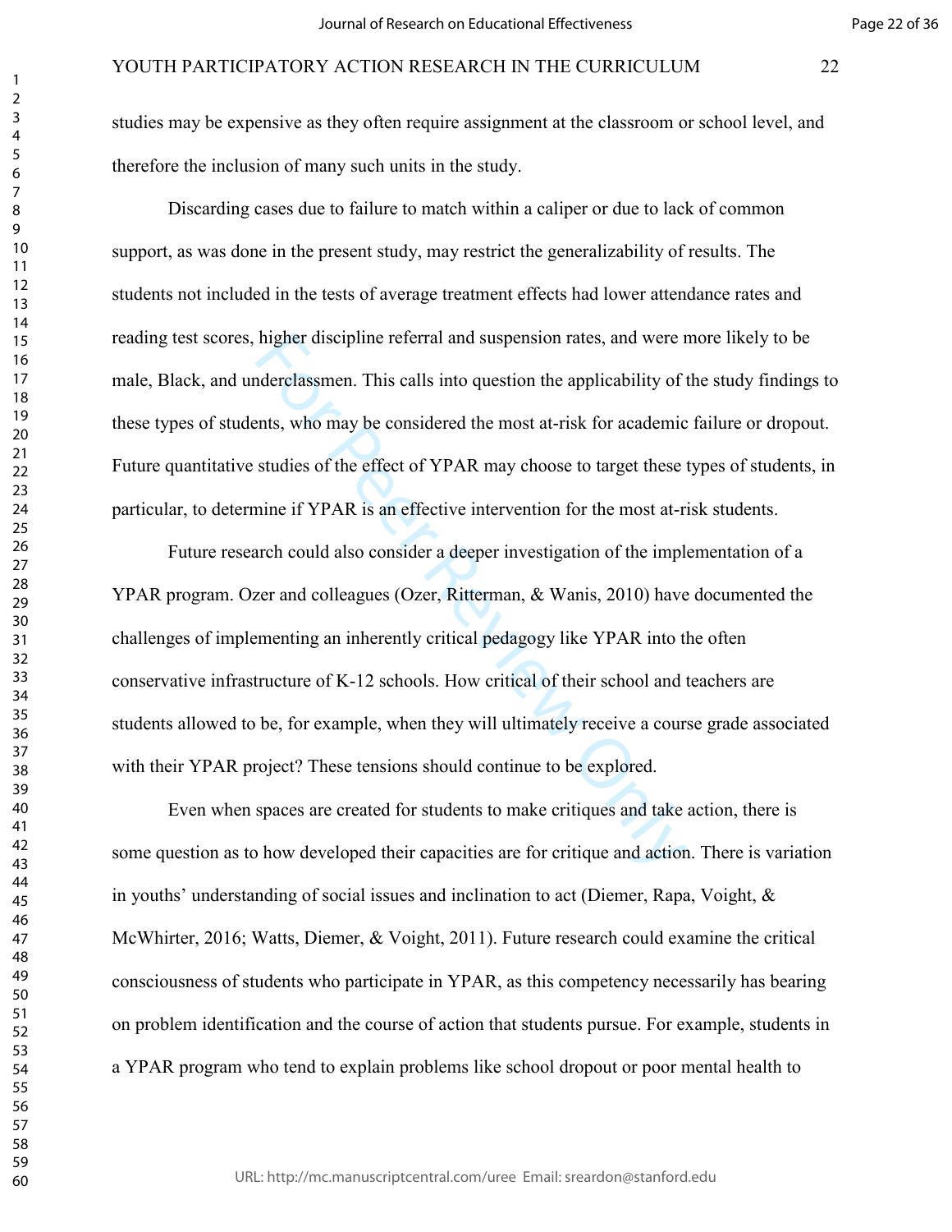studies may be expensive as they often require assignment at the classroom or school level, and therefore the inclusion of many such units in the study.

Discarding cases due to failure to match within a caliper or due to lack of common support, as was done in the present study, may restrict the generalizability of results. The students not included in the tests of average treatment effects had lower attendance rates and reading test scores, higher discipline referral and suspension rates, and were more likely to be male, Black, and underclassmen. This calls into question the applicability of the study findings to these types of students, who may be considered the most at-risk for academic failure or dropout. Future quantitative studies of the effect of YPAR may choose to target these types of students, in particular, to determine if YPAR is an effective intervention for the most at-risk students.

Future research could also consider a deeper investigation of the implementation of a YPAR program. Ozer and colleagues (Ozer, Ritterman, & Wanis, 2010) have documented the challenges of implementing an inherently critical pedagogy like YPAR into the often conservative infrastructure of K-12 schools. How critical of their school and teachers are students allowed to be, for example, when they will ultimately receive a course grade associated with their YPAR project? These tensions should continue to be explored.

Even when spaces are created for students to make critiques and take action, there is some question as to how developed their capacities are for critique and action. There is variation in youths' understanding of social issues and inclination to act (Diemer, Rapa, Voight, & McWhirter, 2016; Watts, Diemer, & Voight, 2011). Future research could examine the critical consciousness of students who participate in YPAR, as this competency necessarily has bearing on problem identification and the course of action that students pursue. For example, students in a YPAR program who tend to explain problems like school dropout or poor mental health to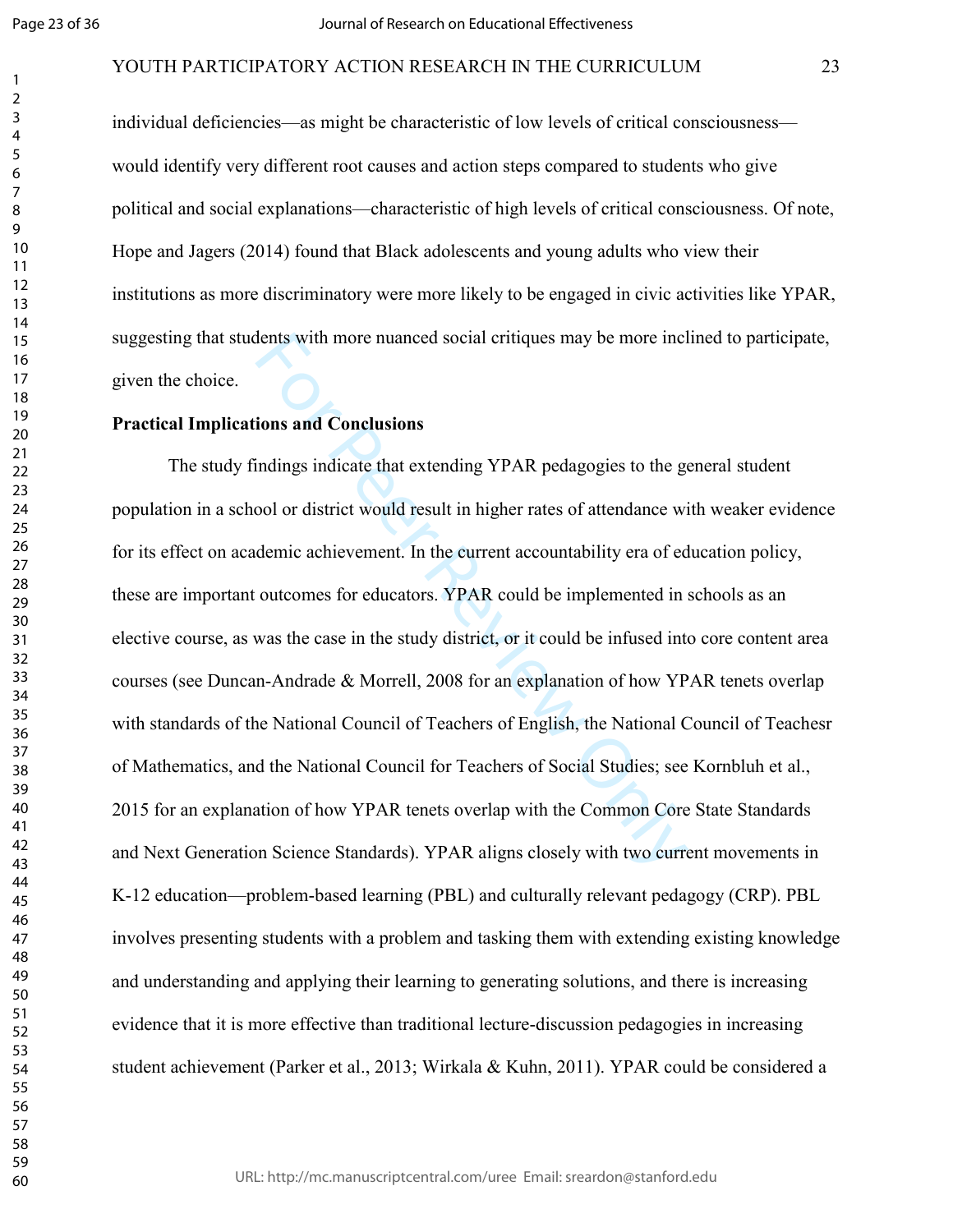individual deficiencies—as might be characteristic of low levels of critical consciousness—would identify very different root causes and action steps compared to students who give political and social explanations—characteristic of high levels of critical consciousness. Of note, Hope and Jagers (2014) found that Black adolescents and young adults who view their institutions as more discriminatory were more likely to be engaged in civic activities like YPAR, suggesting that students with more nuanced social critiques may be more inclined to participate, given the choice.

**Practical Implications and Conclusions**

The study findings indicate that extending YPAR pedagogies to the general student population in a school or district would result in higher rates of attendance with weaker evidence for its effect on academic achievement. In the current accountability era of education policy, these are important outcomes for educators. YPAR could be implemented in schools as an elective course, as was the case in the study district, or it could be infused into core content area courses (see Duncan-Andrade & Morrell, 2008 for an explanation of how YPAR tenets overlap with standards of the National Council of Teachers of English, the National Council of Teachesr of Mathematics, and the National Council for Teachers of Social Studies; see Kornbluh et al., 2015 for an explanation of how YPAR tenets overlap with the Common Core State Standards and Next Generation Science Standards). YPAR aligns closely with two current movements in K-12 education—problem-based learning (PBL) and culturally relevant pedagogy (CRP). PBL involves presenting students with a problem and tasking them with extending existing knowledge and understanding and applying their learning to generating solutions, and there is increasing evidence that it is more effective than traditional lecture-discussion pedagogies in increasing student achievement (Parker et al., 2013; Wirkala & Kuhn, 2011). YPAR could be considered a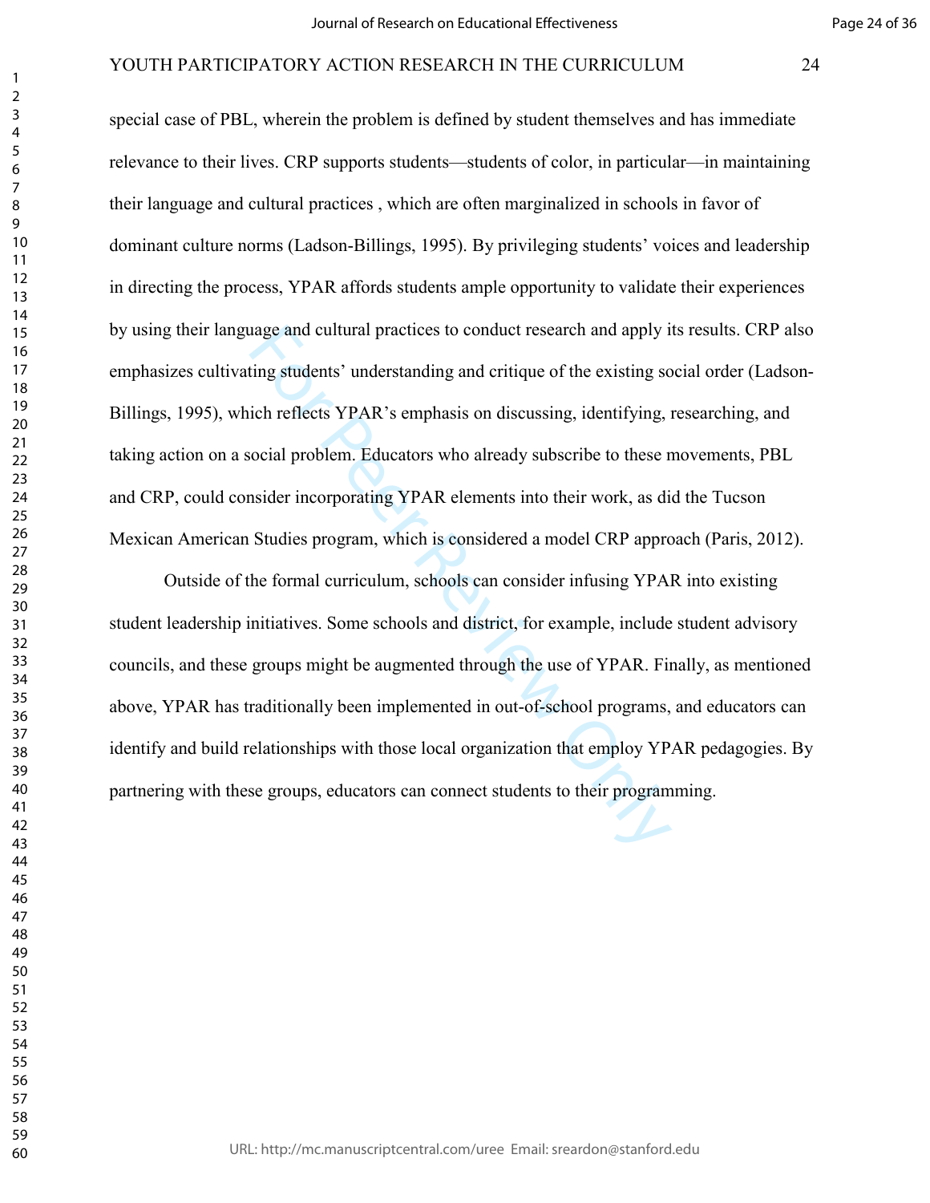special case of PBL, wherein the problem is defined by student themselves and has immediate relevance to their lives. CRP supports students—students of color, in particular—in maintaining their language and cultural practices , which are often marginalized in schools in favor of dominant culture norms (Ladson-Billings, 1995). By privileging students' voices and leadership in directing the process, YPAR affords students ample opportunity to validate their experiences by using their language and cultural practices to conduct research and apply its results. CRP also emphasizes cultivating students' understanding and critique of the existing social order (Ladson-Billings, 1995), which reflects YPAR's emphasis on discussing, identifying, researching, and taking action on a social problem. Educators who already subscribe to these movements, PBL and CRP, could consider incorporating YPAR elements into their work, as did the Tucson Mexican American Studies program, which is considered a model CRP approach (Paris, 2012).

Outside of the formal curriculum, schools can consider infusing YPAR into existing student leadership initiatives. Some schools and district, for example, include student advisory councils, and these groups might be augmented through the use of YPAR. Finally, as mentioned above, YPAR has traditionally been implemented in out-of-school programs, and educators can identify and build relationships with those local organization that employ YPAR pedagogies. By partnering with these groups, educators can connect students to their programming.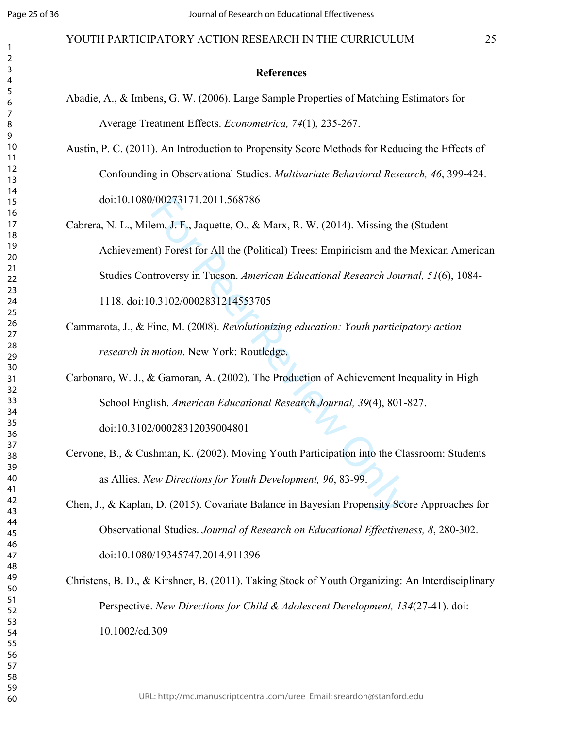## References

Abadie, A., & Imbens, G. W. (2006). Large Sample Properties of Matching Estimators for Average Treatment Effects. *Econometrica, 74*(1), 235-267.

Austin, P. C. (2011). An Introduction to Propensity Score Methods for Reducing the Effects of Confounding in Observational Studies. *Multivariate Behavioral Research, 46*, 399-424. doi:10.1080/00273171.2011.568786

Cabrera, N. L., Milem, J. F., Jaquette, O., & Marx, R. W. (2014). Missing the (Student Achievement) Forest for All the (Political) Trees: Empiricism and the Mexican American Studies Controversy in Tucson. *American Educational Research Journal, 51*(6), 1084-1118. doi:10.3102/0002831214553705

Cammarota, J., & Fine, M. (2008). *Revolutionizing education: Youth participatory action research in motion*. New York: Routledge.

Carbonaro, W. J., & Gamoran, A. (2002). The Production of Achievement Inequality in High School English. *American Educational Research Journal, 39*(4), 801-827. doi:10.3102/00028312039004801

Cervone, B., & Cushman, K. (2002). Moving Youth Participation into the Classroom: Students as Allies. *New Directions for Youth Development, 96*, 83-99.

Chen, J., & Kaplan, D. (2015). Covariate Balance in Bayesian Propensity Score Approaches for Observational Studies. *Journal of Research on Educational Effectiveness, 8*, 280-302. doi:10.1080/19345747.2014.911396

Christens, B. D., & Kirshner, B. (2011). Taking Stock of Youth Organizing: An Interdisciplinary Perspective. *New Directions for Child & Adolescent Development, 134*(27-41). doi: 10.1002/cd.309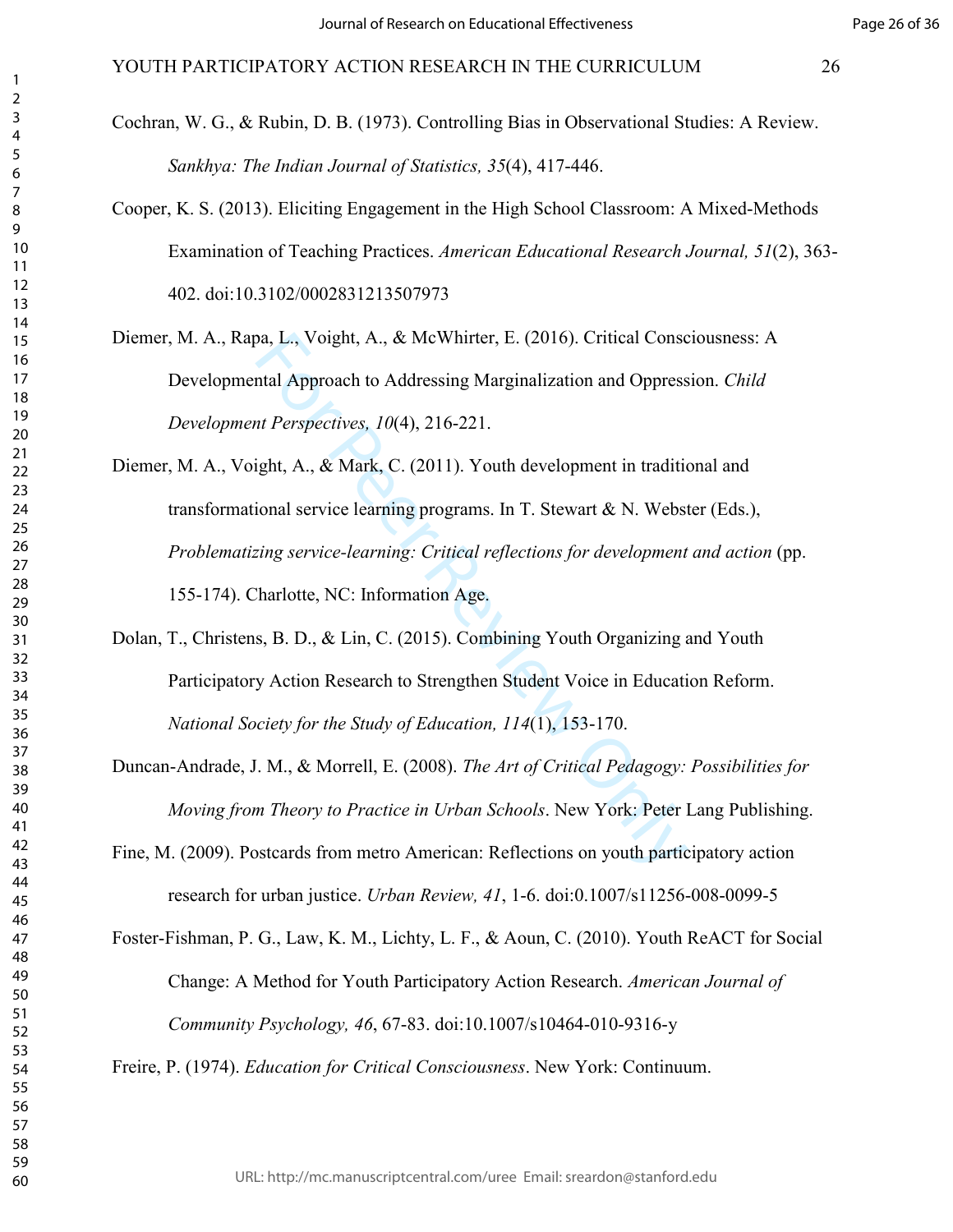Cochran, W. G., & Rubin, D. B. (1973). Controlling Bias in Observational Studies: A Review. *Sankhya: The Indian Journal of Statistics, 35*(4), 417-446.

Cooper, K. S. (2013). Eliciting Engagement in the High School Classroom: A Mixed-Methods Examination of Teaching Practices. *American Educational Research Journal, 51*(2), 363-402. doi:10.3102/0002831213507973

Diemer, M. A., Rapa, L., Voight, A., & McWhirter, E. (2016). Critical Consciousness: A Developmental Approach to Addressing Marginalization and Oppression. *Child Development Perspectives, 10*(4), 216-221.

Diemer, M. A., Voight, A., & Mark, C. (2011). Youth development in traditional and transformational service learning programs. In T. Stewart & N. Webster (Eds.), *Problematizing service-learning: Critical reflections for development and action* (pp. 155-174). Charlotte, NC: Information Age.

Dolan, T., Christens, B. D., & Lin, C. (2015). Combining Youth Organizing and Youth Participatory Action Research to Strengthen Student Voice in Education Reform. *National Society for the Study of Education, 114*(1), 153-170.

Duncan-Andrade, J. M., & Morrell, E. (2008). *The Art of Critical Pedagogy: Possibilities for Moving from Theory to Practice in Urban Schools*. New York: Peter Lang Publishing.

Fine, M. (2009). Postcards from metro American: Reflections on youth participatory action research for urban justice. *Urban Review, 41*, 1-6. doi:0.1007/s11256-008-0099-5

Foster-Fishman, P. G., Law, K. M., Lichty, L. F., & Aoun, C. (2010). Youth ReACT for Social Change: A Method for Youth Participatory Action Research. *American Journal of Community Psychology, 46*, 67-83. doi:10.1007/s10464-010-9316-y

Freire, P. (1974). *Education for Critical Consciousness*. New York: Continuum.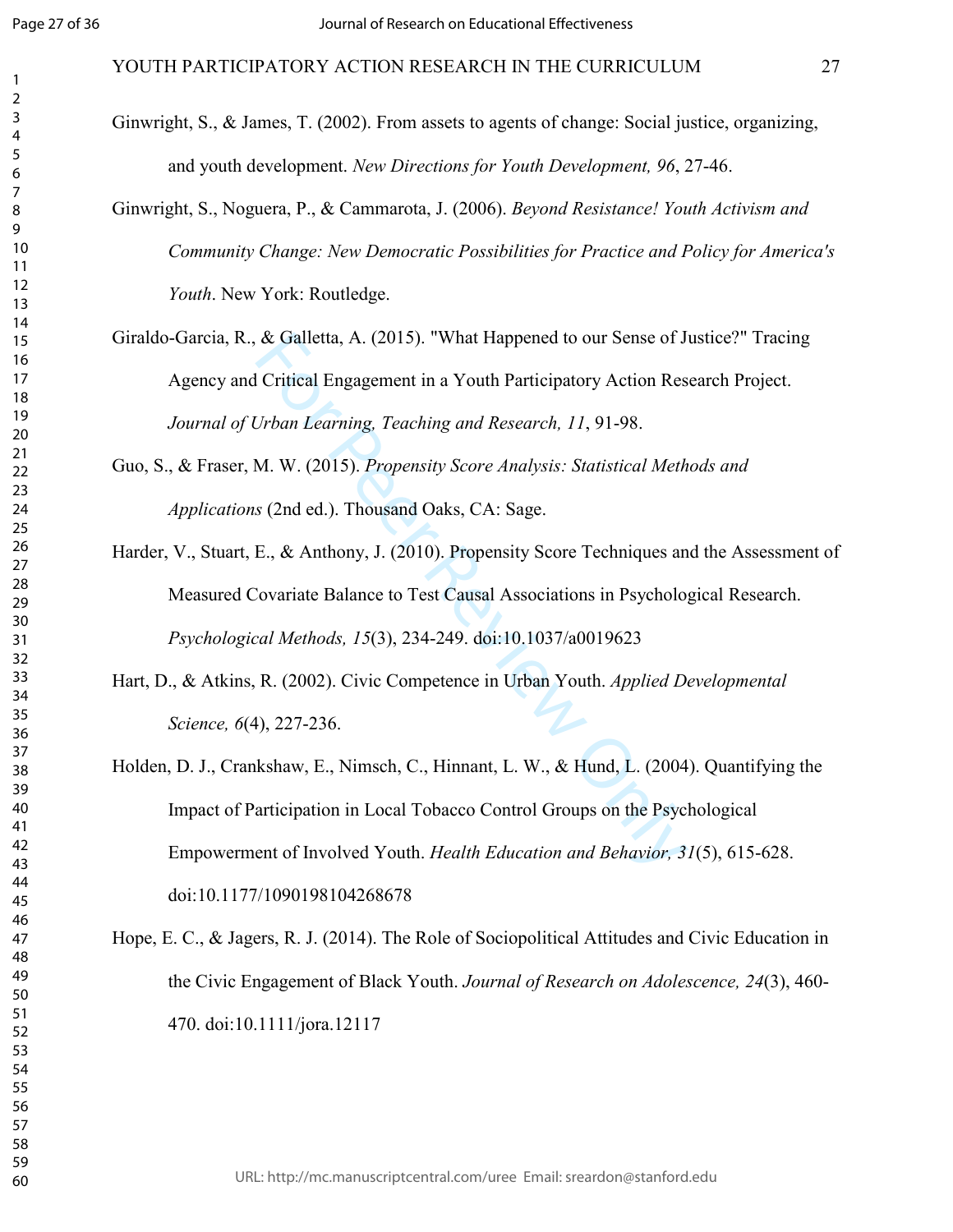Ginwright, S., & James, T. (2002). From assets to agents of change: Social justice, organizing, and youth development. *New Directions for Youth Development, 96*, 27-46.

Ginwright, S., Noguera, P., & Cammarota, J. (2006). *Beyond Resistance! Youth Activism and Community Change: New Democratic Possibilities for Practice and Policy for America's Youth*. New York: Routledge.

Giraldo-Garcia, R., & Galletta, A. (2015). "What Happened to our Sense of Justice?" Tracing Agency and Critical Engagement in a Youth Participatory Action Research Project. *Journal of Urban Learning, Teaching and Research, 11*, 91-98.

Guo, S., & Fraser, M. W. (2015). *Propensity Score Analysis: Statistical Methods and Applications* (2nd ed.). Thousand Oaks, CA: Sage.

Harder, V., Stuart, E., & Anthony, J. (2010). Propensity Score Techniques and the Assessment of Measured Covariate Balance to Test Causal Associations in Psychological Research. *Psychological Methods, 15*(3), 234-249. doi:10.1037/a0019623

Hart, D., & Atkins, R. (2002). Civic Competence in Urban Youth. *Applied Developmental Science, 6*(4), 227-236.

Holden, D. J., Crankshaw, E., Nimsch, C., Hinnant, L. W., & Hund, L. (2004). Quantifying the Impact of Participation in Local Tobacco Control Groups on the Psychological Empowerment of Involved Youth. *Health Education and Behavior, 31*(5), 615-628. doi:10.1177/1090198104268678

Hope, E. C., & Jagers, R. J. (2014). The Role of Sociopolitical Attitudes and Civic Education in the Civic Engagement of Black Youth. *Journal of Research on Adolescence, 24*(3), 460-470. doi:10.1111/jora.12117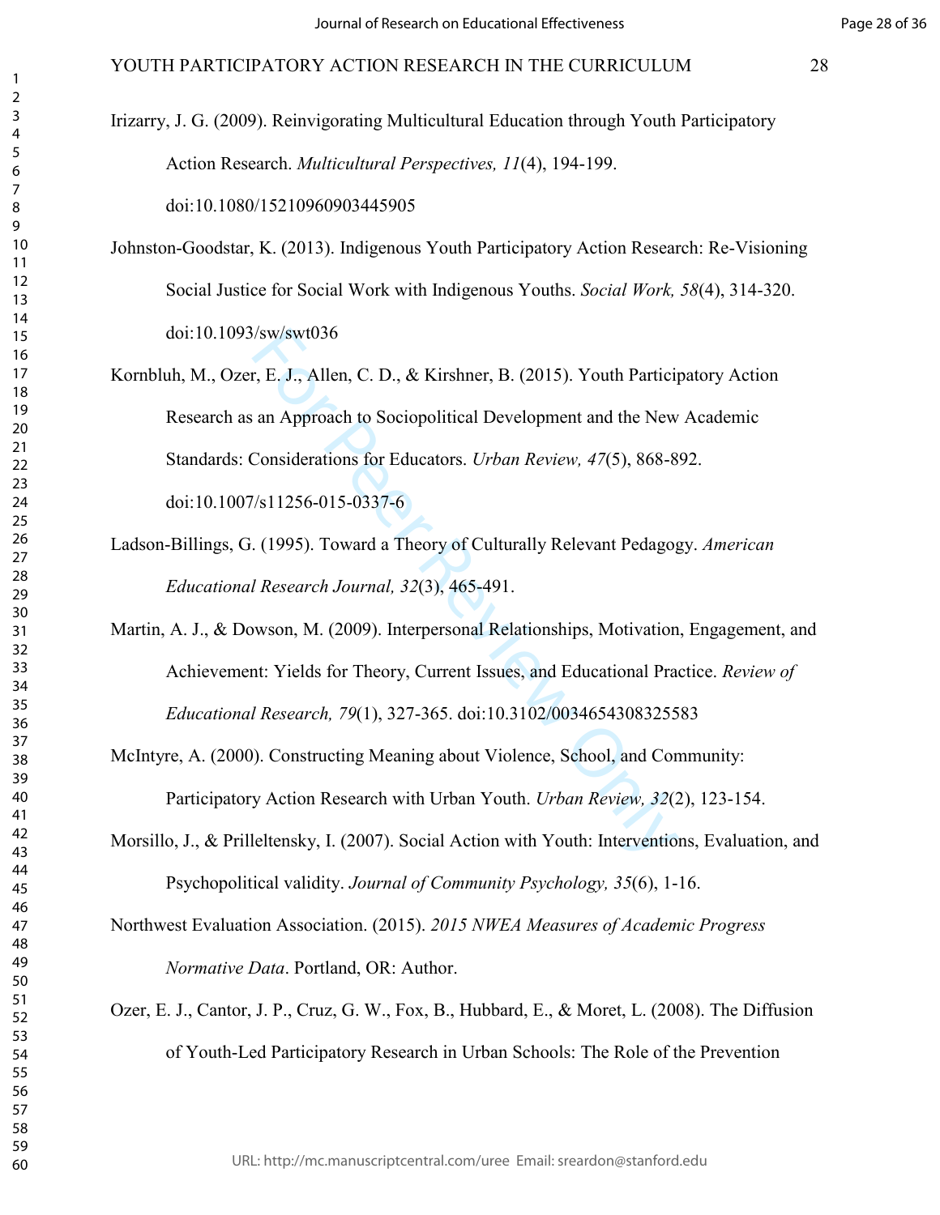Irizarry, J. G. (2009). Reinvigorating Multicultural Education through Youth Participatory Action Research. *Multicultural Perspectives, 11*(4), 194-199. doi:10.1080/15210960903445905

Johnston-Goodstar, K. (2013). Indigenous Youth Participatory Action Research: Re-Visioning Social Justice for Social Work with Indigenous Youths. *Social Work, 58*(4), 314-320. doi:10.1093/sw/swt036

Kornbluh, M., Ozer, E. J., Allen, C. D., & Kirshner, B. (2015). Youth Participatory Action Research as an Approach to Sociopolitical Development and the New Academic Standards: Considerations for Educators. *Urban Review, 47*(5), 868-892. doi:10.1007/s11256-015-0337-6

Ladson-Billings, G. (1995). Toward a Theory of Culturally Relevant Pedagogy. *American Educational Research Journal, 32*(3), 465-491.

Martin, A. J., & Dowson, M. (2009). Interpersonal Relationships, Motivation, Engagement, and Achievement: Yields for Theory, Current Issues, and Educational Practice. *Review of Educational Research, 79*(1), 327-365. doi:10.3102/0034654308325583

McIntyre, A. (2000). Constructing Meaning about Violence, School, and Community: Participatory Action Research with Urban Youth. *Urban Review, 32*(2), 123-154.

Morsillo, J., & Prilleltensky, I. (2007). Social Action with Youth: Interventions, Evaluation, and Psychopolitical validity. *Journal of Community Psychology, 35*(6), 1-16.

Northwest Evaluation Association. (2015). *2015 NWEA Measures of Academic Progress Normative Data*. Portland, OR: Author.

Ozer, E. J., Cantor, J. P., Cruz, G. W., Fox, B., Hubbard, E., & Moret, L. (2008). The Diffusion of Youth-Led Participatory Research in Urban Schools: The Role of the Prevention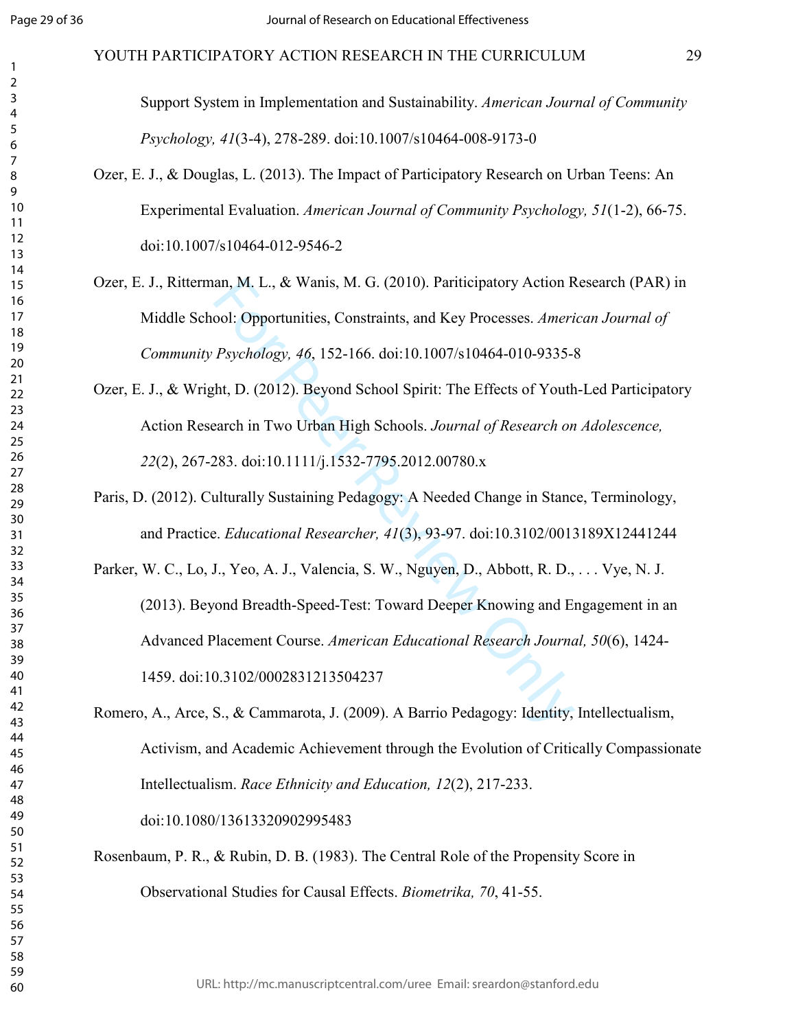Support System in Implementation and Sustainability. *American Journal of Community Psychology, 41*(3-4), 278-289. doi:10.1007/s10464-008-9173-0

Ozer, E. J., & Douglas, L. (2013). The Impact of Participatory Research on Urban Teens: An Experimental Evaluation. *American Journal of Community Psychology, 51*(1-2), 66-75. doi:10.1007/s10464-012-9546-2

Ozer, E. J., Ritterman, M. L., & Wanis, M. G. (2010). Pariticipatory Action Research (PAR) in Middle School: Opportunities, Constraints, and Key Processes. *American Journal of Community Psychology, 46*, 152-166. doi:10.1007/s10464-010-9335-8

Ozer, E. J., & Wright, D. (2012). Beyond School Spirit: The Effects of Youth-Led Participatory Action Research in Two Urban High Schools. *Journal of Research on Adolescence, 22*(2), 267-283. doi:10.1111/j.1532-7795.2012.00780.x

Paris, D. (2012). Culturally Sustaining Pedagogy: A Needed Change in Stance, Terminology, and Practice. *Educational Researcher, 41*(3), 93-97. doi:10.3102/0013189X12441244

Parker, W. C., Lo, J., Yeo, A. J., Valencia, S. W., Nguyen, D., Abbott, R. D., . . . Vye, N. J. (2013). Beyond Breadth-Speed-Test: Toward Deeper Knowing and Engagement in an Advanced Placement Course. *American Educational Research Journal, 50*(6), 1424-1459. doi:10.3102/0002831213504237

Romero, A., Arce, S., & Cammarota, J. (2009). A Barrio Pedagogy: Identity, Intellectualism, Activism, and Academic Achievement through the Evolution of Critically Compassionate Intellectualism. *Race Ethnicity and Education, 12*(2), 217-233. doi:10.1080/13613320902995483

Rosenbaum, P. R., & Rubin, D. B. (1983). The Central Role of the Propensity Score in Observational Studies for Causal Effects. *Biometrika, 70*, 41-55.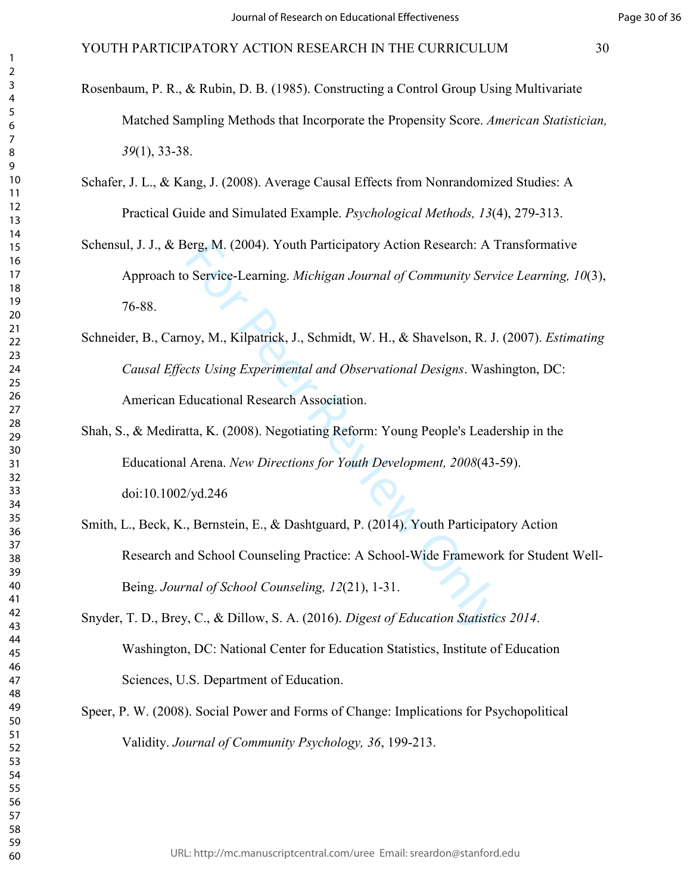Rosenbaum, P. R., & Rubin, D. B. (1985). Constructing a Control Group Using Multivariate Matched Sampling Methods that Incorporate the Propensity Score. *American Statistician, 39*(1), 33-38.

Schafer, J. L., & Kang, J. (2008). Average Causal Effects from Nonrandomized Studies: A Practical Guide and Simulated Example. *Psychological Methods, 13*(4), 279-313.

Schensul, J. J., & Berg, M. (2004). Youth Participatory Action Research: A Transformative Approach to Service-Learning. *Michigan Journal of Community Service Learning, 10*(3), 76-88.

Schneider, B., Carnoy, M., Kilpatrick, J., Schmidt, W. H., & Shavelson, R. J. (2007). *Estimating Causal Effects Using Experimental and Observational Designs*. Washington, DC: American Educational Research Association.

Shah, S., & Mediratta, K. (2008). Negotiating Reform: Young People's Leadership in the Educational Arena. *New Directions for Youth Development, 2008*(43-59). doi:10.1002/yd.246

Smith, L., Beck, K., Bernstein, E., & Dashtguard, P. (2014). Youth Participatory Action Research and School Counseling Practice: A School-Wide Framework for Student Well-Being. *Journal of School Counseling, 12*(21), 1-31.

Snyder, T. D., Brey, C., & Dillow, S. A. (2016). *Digest of Education Statistics 2014*. Washington, DC: National Center for Education Statistics, Institute of Education Sciences, U.S. Department of Education.

Speer, P. W. (2008). Social Power and Forms of Change: Implications for Psychopolitical Validity. *Journal of Community Psychology, 36*, 199-213.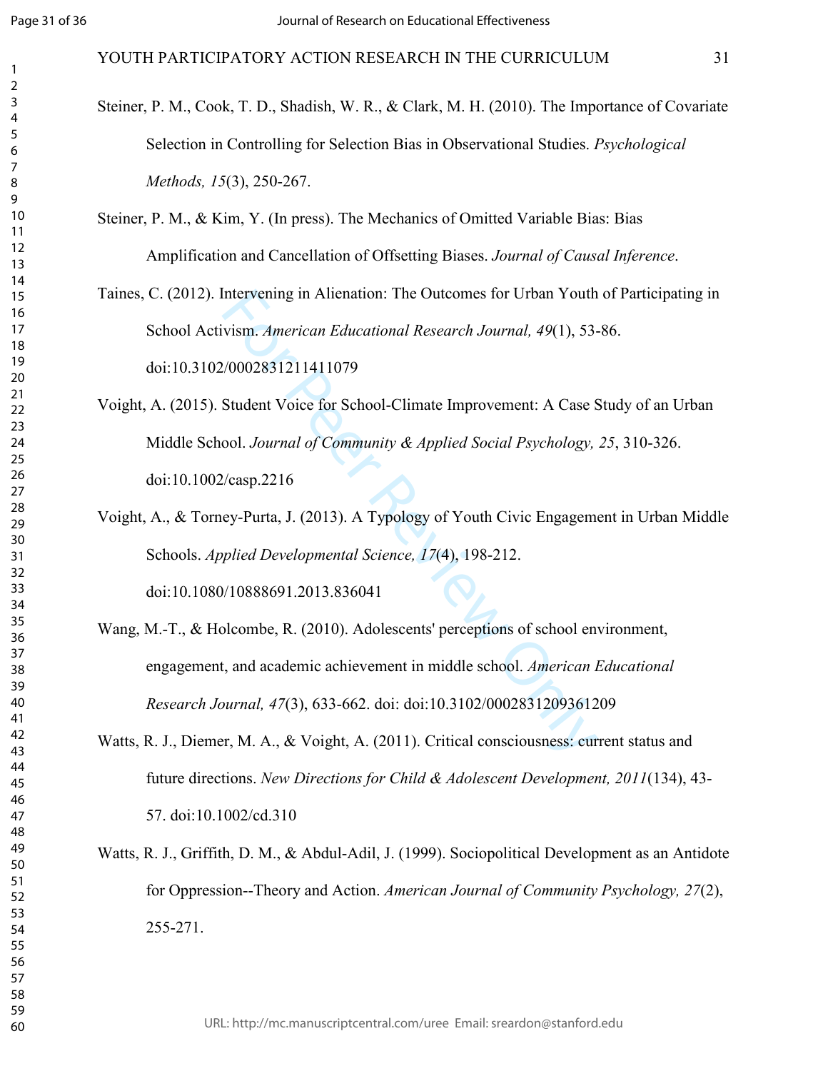Steiner, P. M., Cook, T. D., Shadish, W. R., & Clark, M. H. (2010). The Importance of Covariate Selection in Controlling for Selection Bias in Observational Studies. *Psychological Methods, 15*(3), 250-267.

Steiner, P. M., & Kim, Y. (In press). The Mechanics of Omitted Variable Bias: Bias Amplification and Cancellation of Offsetting Biases. *Journal of Causal Inference*.

Taines, C. (2012). Intervening in Alienation: The Outcomes for Urban Youth of Participating in School Activism. *American Educational Research Journal, 49*(1), 53-86. doi:10.3102/0002831211411079

Voight, A. (2015). Student Voice for School-Climate Improvement: A Case Study of an Urban Middle School. *Journal of Community & Applied Social Psychology, 25*, 310-326. doi:10.1002/casp.2216

Voight, A., & Torney-Purta, J. (2013). A Typology of Youth Civic Engagement in Urban Middle Schools. *Applied Developmental Science, 17*(4), 198-212. doi:10.1080/10888691.2013.836041

Wang, M.-T., & Holcombe, R. (2010). Adolescents' perceptions of school environment, engagement, and academic achievement in middle school. *American Educational Research Journal, 47*(3), 633-662. doi: doi:10.3102/0002831209361209

Watts, R. J., Diemer, M. A., & Voight, A. (2011). Critical consciousness: current status and future directions. *New Directions for Child & Adolescent Development, 2011*(134), 43-57. doi:10.1002/cd.310

Watts, R. J., Griffith, D. M., & Abdul-Adil, J. (1999). Sociopolitical Development as an Antidote for Oppression--Theory and Action. *American Journal of Community Psychology, 27*(2), 255-271.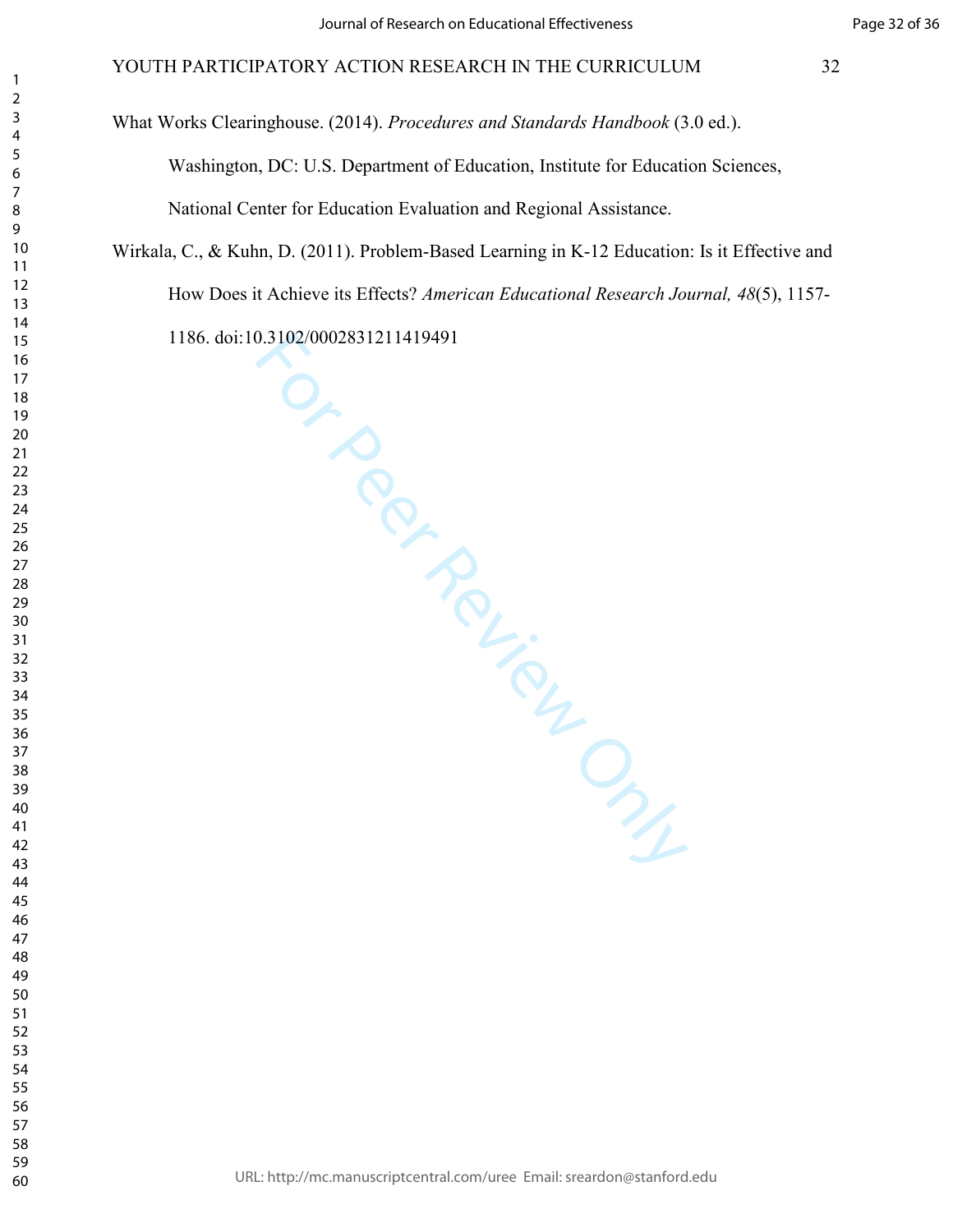What Works Clearinghouse. (2014). *Procedures and Standards Handbook* (3.0 ed.). Washington, DC: U.S. Department of Education, Institute for Education Sciences, National Center for Education Evaluation and Regional Assistance.

Wirkala, C., & Kuhn, D. (2011). Problem-Based Learning in K-12 Education: Is it Effective and How Does it Achieve its Effects? *American Educational Research Journal, 48*(5), 1157-1186. doi:10.3102/0002831211419491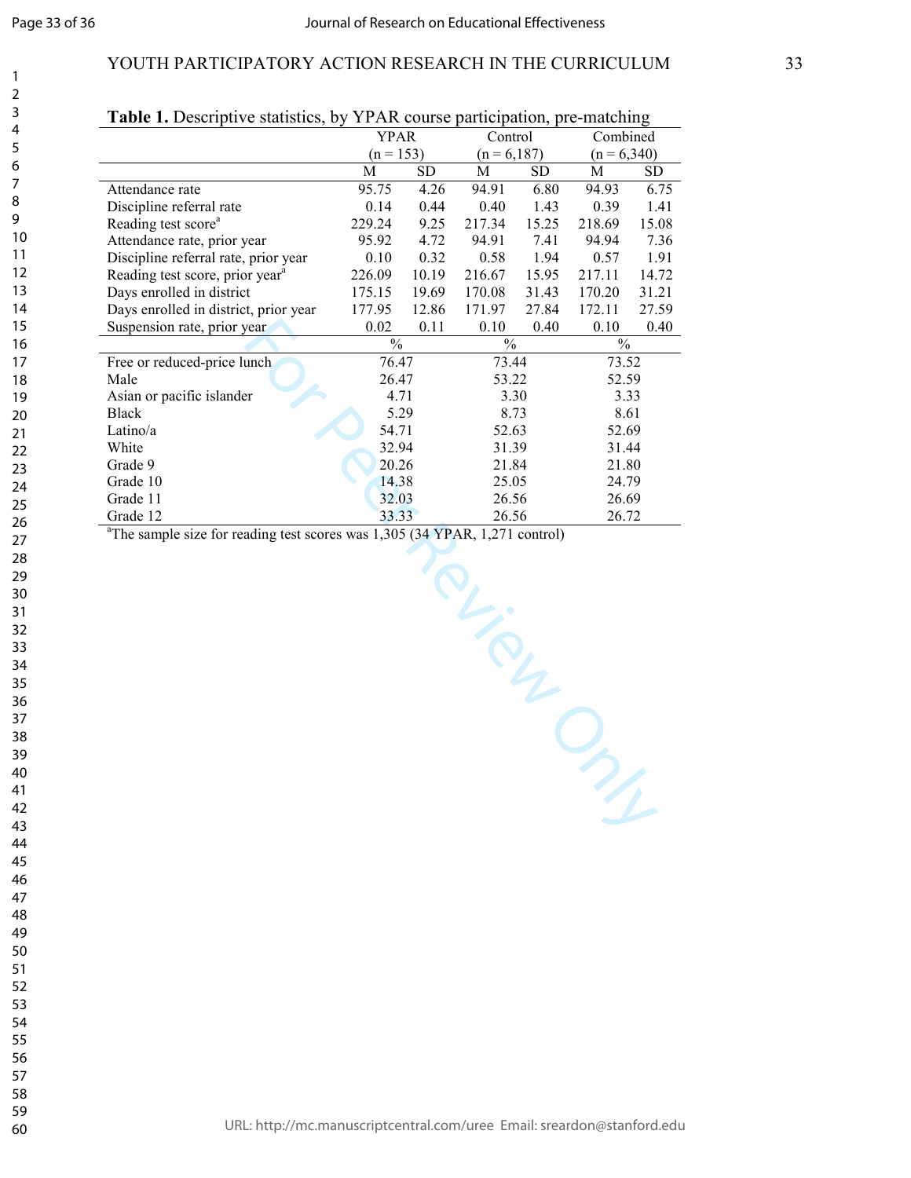**Table 1.** Descriptive statistics, by YPAR course participation, pre-matching

| | YPAR (n = 153) | | Control (n = 6,187) | | Combined (n = 6,340) | |
|---|---|---|---|---|---|---|
| | M | SD | M | SD | M | SD |
| Attendance rate | 95.75 | 4.26 | 94.91 | 6.80 | 94.93 | 6.75 |
| Discipline referral rate | 0.14 | 0.44 | 0.40 | 1.43 | 0.39 | 1.41 |
| Reading test score[a] | 229.24 | 9.25 | 217.34 | 15.25 | 218.69 | 15.08 |
| Attendance rate, prior year | 95.92 | 4.72 | 94.91 | 7.41 | 94.94 | 7.36 |
| Discipline referral rate, prior year | 0.10 | 0.32 | 0.58 | 1.94 | 0.57 | 1.91 |
| Reading test score, prior year[a] | 226.09 | 10.19 | 216.67 | 15.95 | 217.11 | 14.72 |
| Days enrolled in district | 175.15 | 19.69 | 170.08 | 31.43 | 170.20 | 31.21 |
| Days enrolled in district, prior year | 177.95 | 12.86 | 171.97 | 27.84 | 172.11 | 27.59 |
| Suspension rate, prior year | 0.02 | 0.11 | 0.10 | 0.40 | 0.10 | 0.40 |
| | % | | % | | % | |
| Free or reduced-price lunch | 76.47 | | 73.44 | | 73.52 | |
| Male | 26.47 | | 53.22 | | 52.59 | |
| Asian or pacific islander | 4.71 | | 3.30 | | 3.33 | |
| Black | 5.29 | | 8.73 | | 8.61 | |
| Latino/a | 54.71 | | 52.63 | | 52.69 | |
| White | 32.94 | | 31.39 | | 31.44 | |
| Grade 9 | 20.26 | | 21.84 | | 21.80 | |
| Grade 10 | 14.38 | | 25.05 | | 24.79 | |
| Grade 11 | 32.03 | | 26.56 | | 26.69 | |
| Grade 12 | 33.33 | | 26.56 | | 26.72 | |

[a]The sample size for reading test scores was 1,305 (34 YPAR, 1,271 control)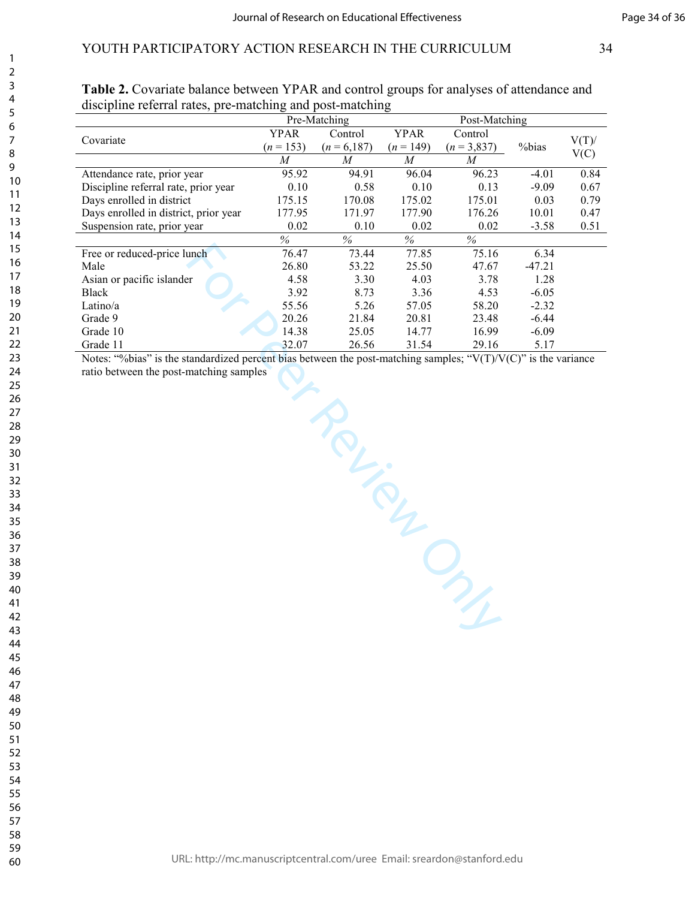**Table 2.** Covariate balance between YPAR and control groups for analyses of attendance and discipline referral rates, pre-matching and post-matching

| Covariate | Pre-Matching | | Post-Matching | | | |
|---|---|---|---|---|---|---|
| | YPAR (*n* = 153) | Control (*n* = 6,187) | YPAR (*n* = 149) | Control (*n* = 3,837) | %bias | V(T)/V(C) |
| | *M* | *M* | *M* | *M* | | |
| Attendance rate, prior year | 95.92 | 94.91 | 96.04 | 96.23 | -4.01 | 0.84 |
| Discipline referral rate, prior year | 0.10 | 0.58 | 0.10 | 0.13 | -9.09 | 0.67 |
| Days enrolled in district | 175.15 | 170.08 | 175.02 | 175.01 | 0.03 | 0.79 |
| Days enrolled in district, prior year | 177.95 | 171.97 | 177.90 | 176.26 | 10.01 | 0.47 |
| Suspension rate, prior year | 0.02 | 0.10 | 0.02 | 0.02 | -3.58 | 0.51 |
| | % | % | % | % | | |
| Free or reduced-price lunch | 76.47 | 73.44 | 77.85 | 75.16 | 6.34 | |
| Male | 26.80 | 53.22 | 25.50 | 47.67 | -47.21 | |
| Asian or pacific islander | 4.58 | 3.30 | 4.03 | 3.78 | 1.28 | |
| Black | 3.92 | 8.73 | 3.36 | 4.53 | -6.05 | |
| Latino/a | 55.56 | 5.26 | 57.05 | 58.20 | -2.32 | |
| Grade 9 | 20.26 | 21.84 | 20.81 | 23.48 | -6.44 | |
| Grade 10 | 14.38 | 25.05 | 14.77 | 16.99 | -6.09 | |
| Grade 11 | 32.07 | 26.56 | 31.54 | 29.16 | 5.17 | |

Notes: "%bias" is the standardized percent bias between the post-matching samples; "V(T)/V(C)" is the variance ratio between the post-matching samples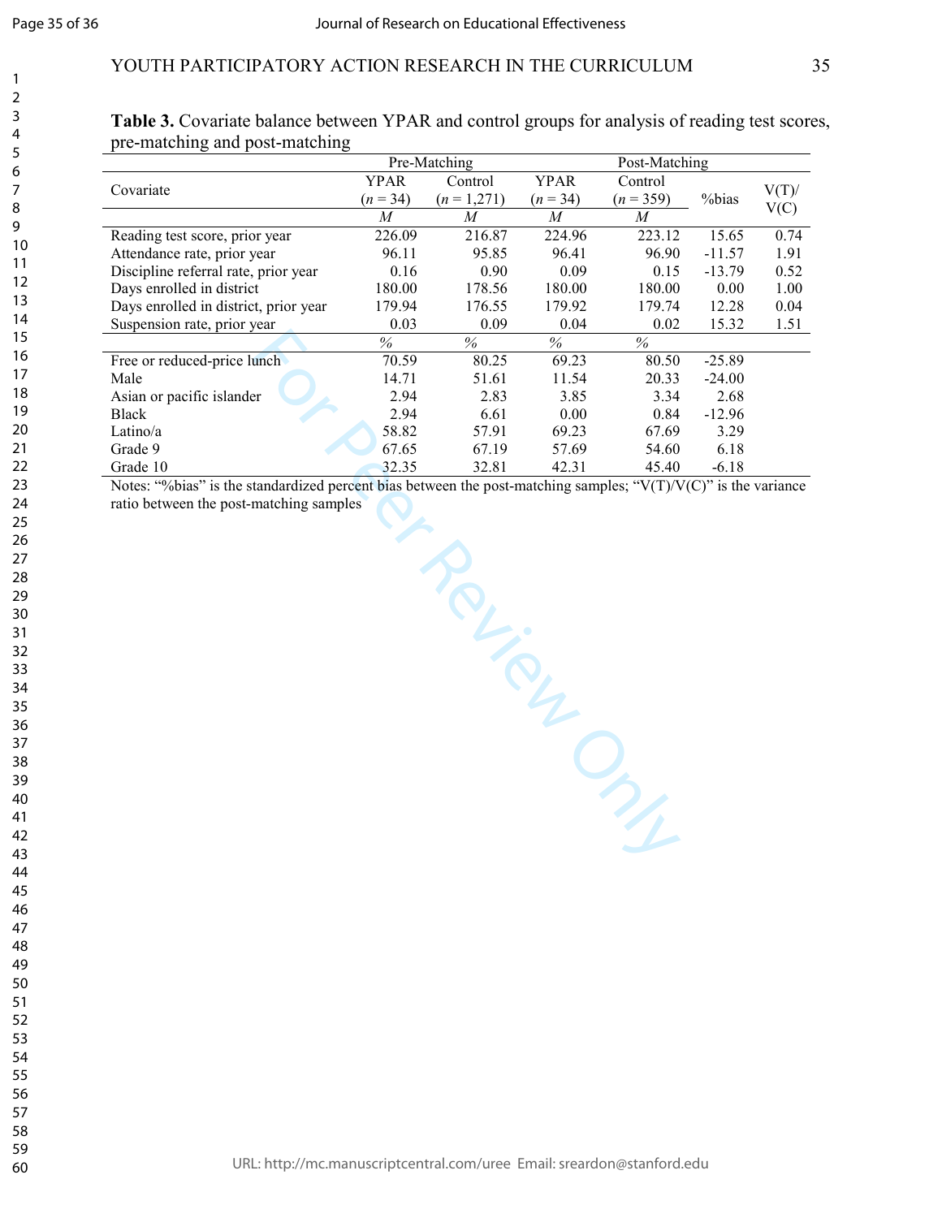**Table 3.** Covariate balance between YPAR and control groups for analysis of reading test scores, pre-matching and post-matching

| Covariate | Pre-Matching | | Post-Matching | | | |
|---|---|---|---|---|---|---|
| | YPAR (*n* = 34) | Control (*n* = 1,271) | YPAR (*n* = 34) | Control (*n* = 359) | %bias | V(T)/V(C) |
| | *M* | *M* | *M* | *M* | | |
| Reading test score, prior year | 226.09 | 216.87 | 224.96 | 223.12 | 15.65 | 0.74 |
| Attendance rate, prior year | 96.11 | 95.85 | 96.41 | 96.90 | -11.57 | 1.91 |
| Discipline referral rate, prior year | 0.16 | 0.90 | 0.09 | 0.15 | -13.79 | 0.52 |
| Days enrolled in district | 180.00 | 178.56 | 180.00 | 180.00 | 0.00 | 1.00 |
| Days enrolled in district, prior year | 179.94 | 176.55 | 179.92 | 179.74 | 12.28 | 0.04 |
| Suspension rate, prior year | 0.03 | 0.09 | 0.04 | 0.02 | 15.32 | 1.51 |
| | % | % | % | % | | |
| Free or reduced-price lunch | 70.59 | 80.25 | 69.23 | 80.50 | -25.89 | |
| Male | 14.71 | 51.61 | 11.54 | 20.33 | -24.00 | |
| Asian or pacific islander | 2.94 | 2.83 | 3.85 | 3.34 | 2.68 | |
| Black | 2.94 | 6.61 | 0.00 | 0.84 | -12.96 | |
| Latino/a | 58.82 | 57.91 | 69.23 | 67.69 | 3.29 | |
| Grade 9 | 67.65 | 67.19 | 57.69 | 54.60 | 6.18 | |
| Grade 10 | 32.35 | 32.81 | 42.31 | 45.40 | -6.18 | |

Notes: "%bias" is the standardized percent bias between the post-matching samples; "V(T)/V(C)" is the variance ratio between the post-matching samples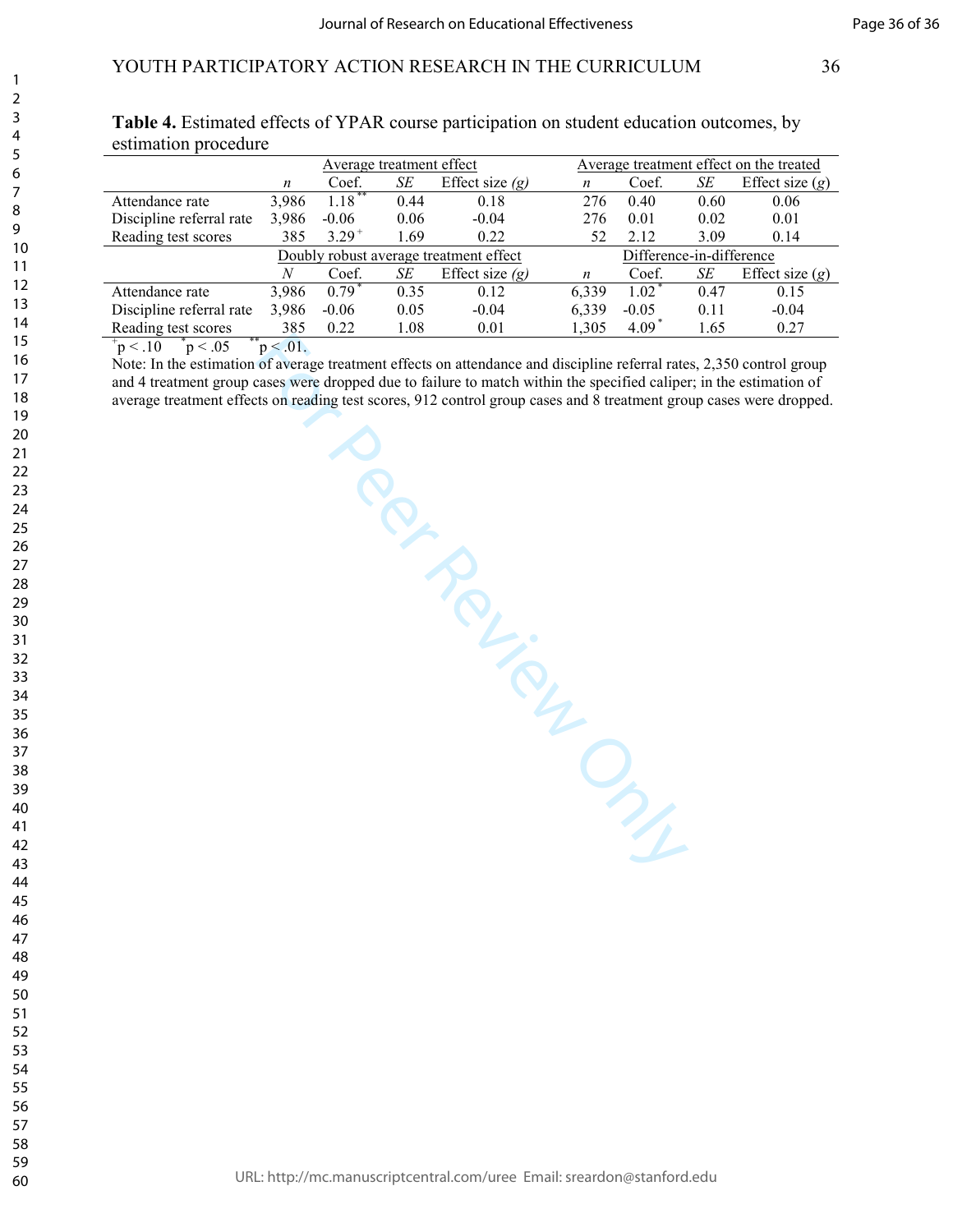**Table 4.** Estimated effects of YPAR course participation on student education outcomes, by estimation procedure

| | Average treatment effect | | | | Average treatment effect on the treated | | | |
|---|---|---|---|---|---|---|---|---|
| | *n* | Coef. | *SE* | Effect size *(g)* | *n* | Coef. | *SE* | Effect size (*g*) |
| Attendance rate | 3,986 | 1.18$^{**}$ | 0.44 | 0.18 | 276 | 0.40 | 0.60 | 0.06 |
| Discipline referral rate | 3,986 | -0.06 | 0.06 | -0.04 | 276 | 0.01 | 0.02 | 0.01 |
| Reading test scores | 385 | 3.29$^{+}$ | 1.69 | 0.22 | 52 | 2.12 | 3.09 | 0.14 |
| | Doubly robust average treatment effect | | | | Difference-in-difference | | | |
| | *N* | Coef. | *SE* | Effect size *(g)* | *n* | Coef. | *SE* | Effect size (*g*) |
| Attendance rate | 3,986 | 0.79$^{*}$ | 0.35 | 0.12 | 6,339 | 1.02$^{*}$ | 0.47 | 0.15 |
| Discipline referral rate | 3,986 | -0.06 | 0.05 | -0.04 | 6,339 | -0.05 | 0.11 | -0.04 |
| Reading test scores | 385 | 0.22 | 1.08 | 0.01 | 1,305 | 4.09$^{*}$ | 1.65 | 0.27 |

$^{+}p < .10$ $^{*}p < .05$ $^{**}p < .01$.

Note: In the estimation of average treatment effects on attendance and discipline referral rates, 2,350 control group and 4 treatment group cases were dropped due to failure to match within the specified caliper; in the estimation of average treatment effects on reading test scores, 912 control group cases and 8 treatment group cases were dropped.